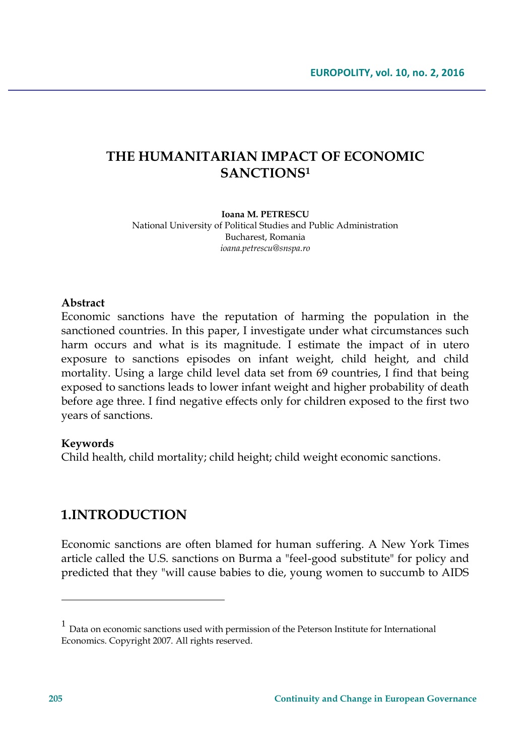# THE HUMANITARIAN IMPACT OF ECONOMIC SANCTIONS[1]

**Ioana M. PETRESCU**
National University of Political Studies and Public Administration
Bucharest, Romania
*ioana.petrescu@snspa.ro*

**Abstract**

Economic sanctions have the reputation of harming the population in the sanctioned countries. In this paper, I investigate under what circumstances such harm occurs and what is its magnitude. I estimate the impact of in utero exposure to sanctions episodes on infant weight, child height, and child mortality. Using a large child level data set from 69 countries, I find that being exposed to sanctions leads to lower infant weight and higher probability of death before age three. I find negative effects only for children exposed to the first two years of sanctions.

**Keywords**

Child health, child mortality; child height; child weight economic sanctions.

## 1.INTRODUCTION

Economic sanctions are often blamed for human suffering. A New York Times article called the U.S. sanctions on Burma a "feel-good substitute" for policy and predicted that they "will cause babies to die, young women to succumb to AIDS

---

[1] Data on economic sanctions used with permission of the Peterson Institute for International Economics. Copyright 2007. All rights reserved.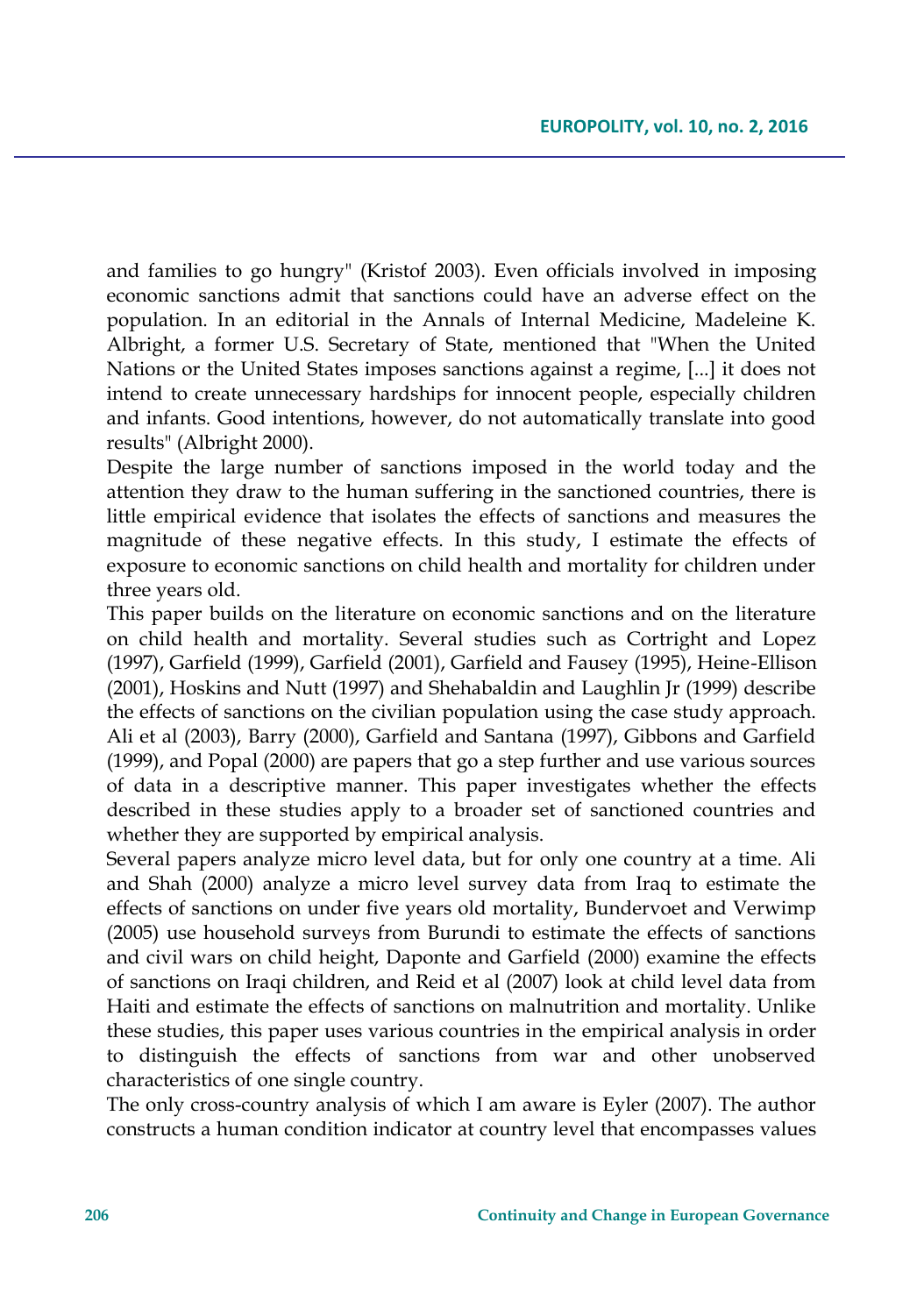and families to go hungry" (Kristof 2003). Even officials involved in imposing economic sanctions admit that sanctions could have an adverse effect on the population. In an editorial in the Annals of Internal Medicine, Madeleine K. Albright, a former U.S. Secretary of State, mentioned that "When the United Nations or the United States imposes sanctions against a regime, [...] it does not intend to create unnecessary hardships for innocent people, especially children and infants. Good intentions, however, do not automatically translate into good results" (Albright 2000).

Despite the large number of sanctions imposed in the world today and the attention they draw to the human suffering in the sanctioned countries, there is little empirical evidence that isolates the effects of sanctions and measures the magnitude of these negative effects. In this study, I estimate the effects of exposure to economic sanctions on child health and mortality for children under three years old.

This paper builds on the literature on economic sanctions and on the literature on child health and mortality. Several studies such as Cortright and Lopez (1997), Garfield (1999), Garfield (2001), Garfield and Fausey (1995), Heine-Ellison (2001), Hoskins and Nutt (1997) and Shehabaldin and Laughlin Jr (1999) describe the effects of sanctions on the civilian population using the case study approach. Ali et al (2003), Barry (2000), Garfield and Santana (1997), Gibbons and Garfield (1999), and Popal (2000) are papers that go a step further and use various sources of data in a descriptive manner. This paper investigates whether the effects described in these studies apply to a broader set of sanctioned countries and whether they are supported by empirical analysis.

Several papers analyze micro level data, but for only one country at a time. Ali and Shah (2000) analyze a micro level survey data from Iraq to estimate the effects of sanctions on under five years old mortality, Bundervoet and Verwimp (2005) use household surveys from Burundi to estimate the effects of sanctions and civil wars on child height, Daponte and Garfield (2000) examine the effects of sanctions on Iraqi children, and Reid et al (2007) look at child level data from Haiti and estimate the effects of sanctions on malnutrition and mortality. Unlike these studies, this paper uses various countries in the empirical analysis in order to distinguish the effects of sanctions from war and other unobserved characteristics of one single country.

The only cross-country analysis of which I am aware is Eyler (2007). The author constructs a human condition indicator at country level that encompasses values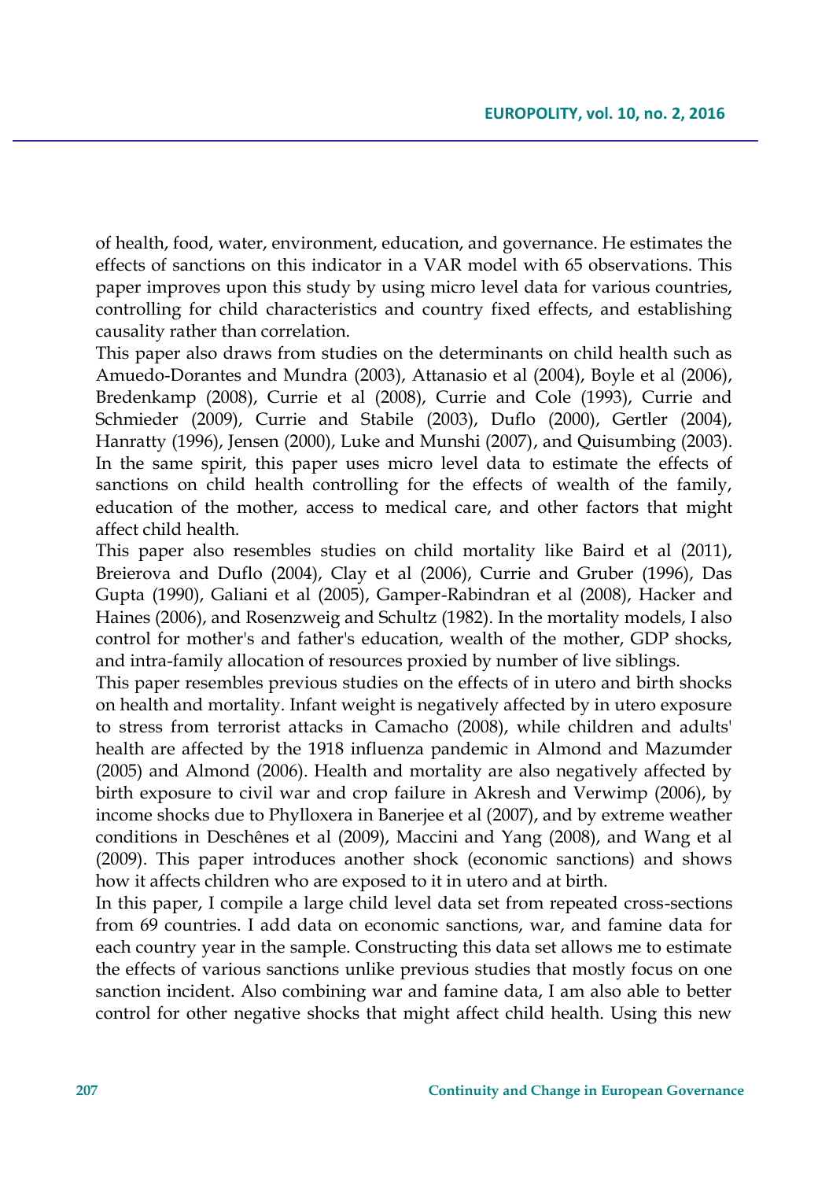of health, food, water, environment, education, and governance. He estimates the effects of sanctions on this indicator in a VAR model with 65 observations. This paper improves upon this study by using micro level data for various countries, controlling for child characteristics and country fixed effects, and establishing causality rather than correlation.

This paper also draws from studies on the determinants on child health such as Amuedo-Dorantes and Mundra (2003), Attanasio et al (2004), Boyle et al (2006), Bredenkamp (2008), Currie et al (2008), Currie and Cole (1993), Currie and Schmieder (2009), Currie and Stabile (2003), Duflo (2000), Gertler (2004), Hanratty (1996), Jensen (2000), Luke and Munshi (2007), and Quisumbing (2003). In the same spirit, this paper uses micro level data to estimate the effects of sanctions on child health controlling for the effects of wealth of the family, education of the mother, access to medical care, and other factors that might affect child health.

This paper also resembles studies on child mortality like Baird et al (2011), Breierova and Duflo (2004), Clay et al (2006), Currie and Gruber (1996), Das Gupta (1990), Galiani et al (2005), Gamper-Rabindran et al (2008), Hacker and Haines (2006), and Rosenzweig and Schultz (1982). In the mortality models, I also control for mother's and father's education, wealth of the mother, GDP shocks, and intra-family allocation of resources proxied by number of live siblings.

This paper resembles previous studies on the effects of in utero and birth shocks on health and mortality. Infant weight is negatively affected by in utero exposure to stress from terrorist attacks in Camacho (2008), while children and adults' health are affected by the 1918 influenza pandemic in Almond and Mazumder (2005) and Almond (2006). Health and mortality are also negatively affected by birth exposure to civil war and crop failure in Akresh and Verwimp (2006), by income shocks due to Phylloxera in Banerjee et al (2007), and by extreme weather conditions in Deschênes et al (2009), Maccini and Yang (2008), and Wang et al (2009). This paper introduces another shock (economic sanctions) and shows how it affects children who are exposed to it in utero and at birth.

In this paper, I compile a large child level data set from repeated cross-sections from 69 countries. I add data on economic sanctions, war, and famine data for each country year in the sample. Constructing this data set allows me to estimate the effects of various sanctions unlike previous studies that mostly focus on one sanction incident. Also combining war and famine data, I am also able to better control for other negative shocks that might affect child health. Using this new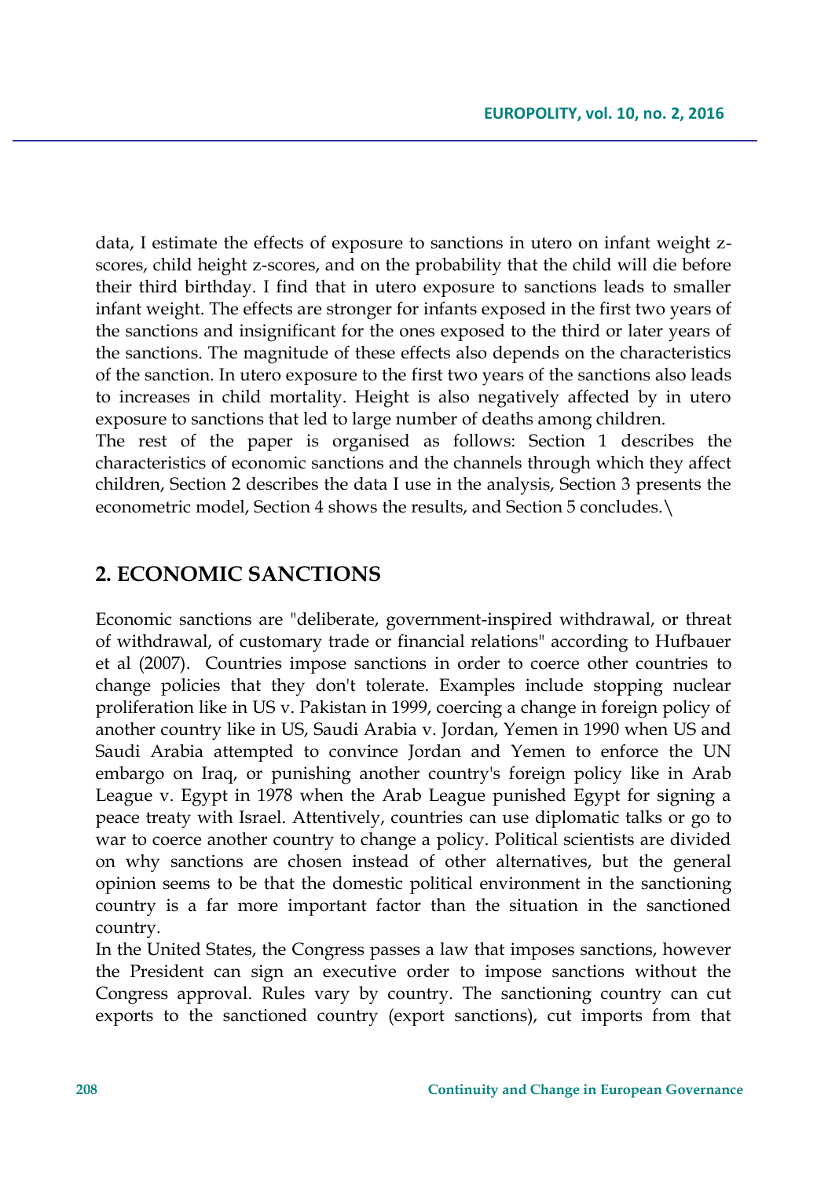data, I estimate the effects of exposure to sanctions in utero on infant weight z-scores, child height z-scores, and on the probability that the child will die before their third birthday. I find that in utero exposure to sanctions leads to smaller infant weight. The effects are stronger for infants exposed in the first two years of the sanctions and insignificant for the ones exposed to the third or later years of the sanctions. The magnitude of these effects also depends on the characteristics of the sanction. In utero exposure to the first two years of the sanctions also leads to increases in child mortality. Height is also negatively affected by in utero exposure to sanctions that led to large number of deaths among children.

The rest of the paper is organised as follows: Section 1 describes the characteristics of economic sanctions and the channels through which they affect children, Section 2 describes the data I use in the analysis, Section 3 presents the econometric model, Section 4 shows the results, and Section 5 concludes.\

## 2. ECONOMIC SANCTIONS

Economic sanctions are "deliberate, government-inspired withdrawal, or threat of withdrawal, of customary trade or financial relations" according to Hufbauer et al (2007). Countries impose sanctions in order to coerce other countries to change policies that they don't tolerate. Examples include stopping nuclear proliferation like in US v. Pakistan in 1999, coercing a change in foreign policy of another country like in US, Saudi Arabia v. Jordan, Yemen in 1990 when US and Saudi Arabia attempted to convince Jordan and Yemen to enforce the UN embargo on Iraq, or punishing another country's foreign policy like in Arab League v. Egypt in 1978 when the Arab League punished Egypt for signing a peace treaty with Israel. Attentively, countries can use diplomatic talks or go to war to coerce another country to change a policy. Political scientists are divided on why sanctions are chosen instead of other alternatives, but the general opinion seems to be that the domestic political environment in the sanctioning country is a far more important factor than the situation in the sanctioned country.

In the United States, the Congress passes a law that imposes sanctions, however the President can sign an executive order to impose sanctions without the Congress approval. Rules vary by country. The sanctioning country can cut exports to the sanctioned country (export sanctions), cut imports from that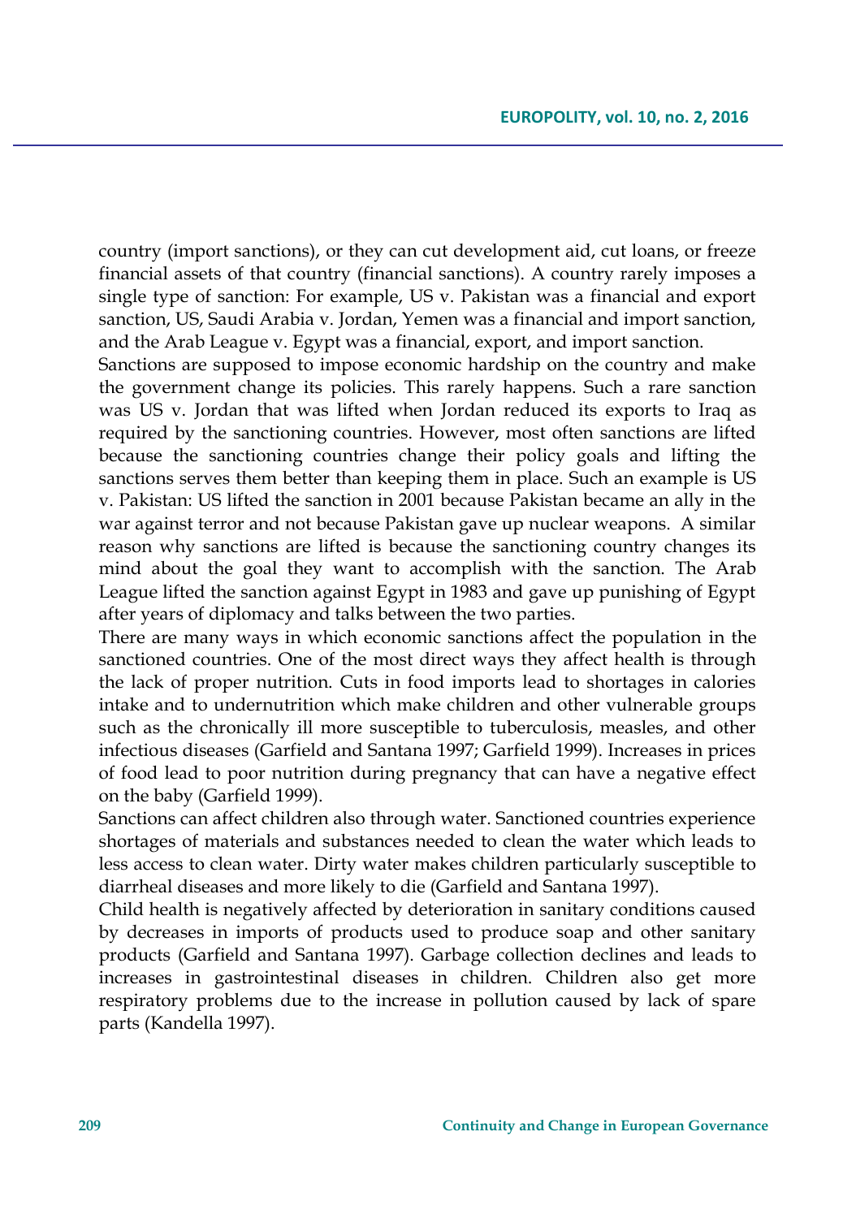country (import sanctions), or they can cut development aid, cut loans, or freeze financial assets of that country (financial sanctions). A country rarely imposes a single type of sanction: For example, US v. Pakistan was a financial and export sanction, US, Saudi Arabia v. Jordan, Yemen was a financial and import sanction, and the Arab League v. Egypt was a financial, export, and import sanction.

Sanctions are supposed to impose economic hardship on the country and make the government change its policies. This rarely happens. Such a rare sanction was US v. Jordan that was lifted when Jordan reduced its exports to Iraq as required by the sanctioning countries. However, most often sanctions are lifted because the sanctioning countries change their policy goals and lifting the sanctions serves them better than keeping them in place. Such an example is US v. Pakistan: US lifted the sanction in 2001 because Pakistan became an ally in the war against terror and not because Pakistan gave up nuclear weapons. A similar reason why sanctions are lifted is because the sanctioning country changes its mind about the goal they want to accomplish with the sanction. The Arab League lifted the sanction against Egypt in 1983 and gave up punishing of Egypt after years of diplomacy and talks between the two parties.

There are many ways in which economic sanctions affect the population in the sanctioned countries. One of the most direct ways they affect health is through the lack of proper nutrition. Cuts in food imports lead to shortages in calories intake and to undernutrition which make children and other vulnerable groups such as the chronically ill more susceptible to tuberculosis, measles, and other infectious diseases (Garfield and Santana 1997; Garfield 1999). Increases in prices of food lead to poor nutrition during pregnancy that can have a negative effect on the baby (Garfield 1999).

Sanctions can affect children also through water. Sanctioned countries experience shortages of materials and substances needed to clean the water which leads to less access to clean water. Dirty water makes children particularly susceptible to diarrheal diseases and more likely to die (Garfield and Santana 1997).

Child health is negatively affected by deterioration in sanitary conditions caused by decreases in imports of products used to produce soap and other sanitary products (Garfield and Santana 1997). Garbage collection declines and leads to increases in gastrointestinal diseases in children. Children also get more respiratory problems due to the increase in pollution caused by lack of spare parts (Kandella 1997).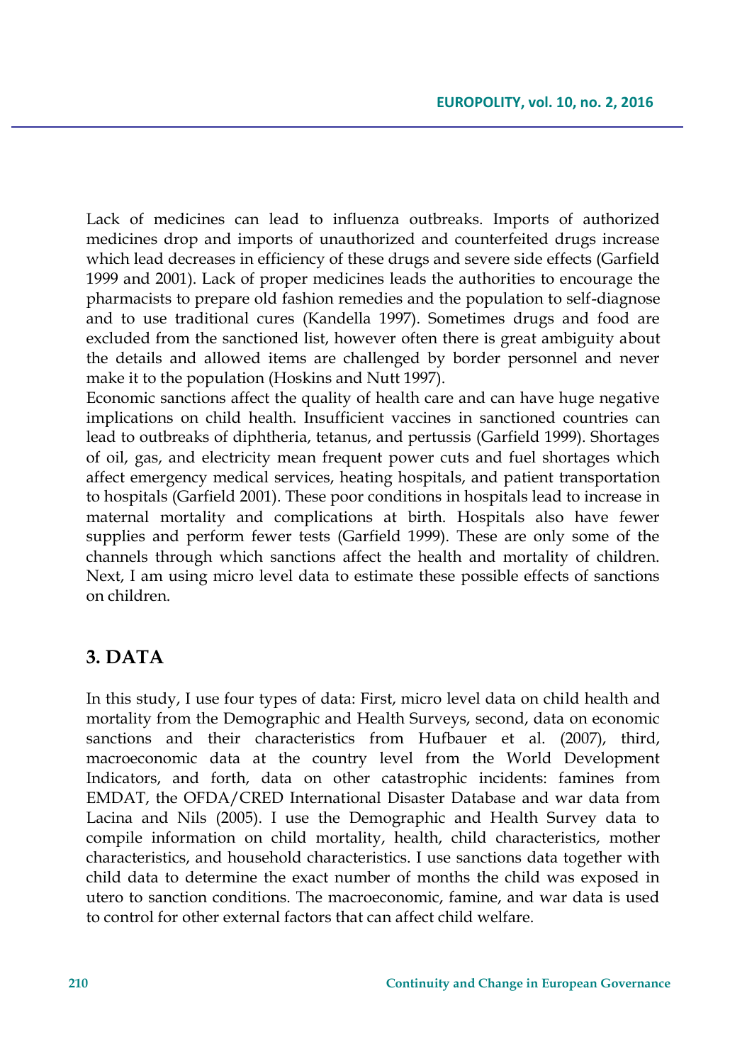Lack of medicines can lead to influenza outbreaks. Imports of authorized medicines drop and imports of unauthorized and counterfeited drugs increase which lead decreases in efficiency of these drugs and severe side effects (Garfield 1999 and 2001). Lack of proper medicines leads the authorities to encourage the pharmacists to prepare old fashion remedies and the population to self-diagnose and to use traditional cures (Kandella 1997). Sometimes drugs and food are excluded from the sanctioned list, however often there is great ambiguity about the details and allowed items are challenged by border personnel and never make it to the population (Hoskins and Nutt 1997).

Economic sanctions affect the quality of health care and can have huge negative implications on child health. Insufficient vaccines in sanctioned countries can lead to outbreaks of diphtheria, tetanus, and pertussis (Garfield 1999). Shortages of oil, gas, and electricity mean frequent power cuts and fuel shortages which affect emergency medical services, heating hospitals, and patient transportation to hospitals (Garfield 2001). These poor conditions in hospitals lead to increase in maternal mortality and complications at birth. Hospitals also have fewer supplies and perform fewer tests (Garfield 1999). These are only some of the channels through which sanctions affect the health and mortality of children. Next, I am using micro level data to estimate these possible effects of sanctions on children.

## 3. DATA

In this study, I use four types of data: First, micro level data on child health and mortality from the Demographic and Health Surveys, second, data on economic sanctions and their characteristics from Hufbauer et al. (2007), third, macroeconomic data at the country level from the World Development Indicators, and forth, data on other catastrophic incidents: famines from EMDAT, the OFDA/CRED International Disaster Database and war data from Lacina and Nils (2005). I use the Demographic and Health Survey data to compile information on child mortality, health, child characteristics, mother characteristics, and household characteristics. I use sanctions data together with child data to determine the exact number of months the child was exposed in utero to sanction conditions. The macroeconomic, famine, and war data is used to control for other external factors that can affect child welfare.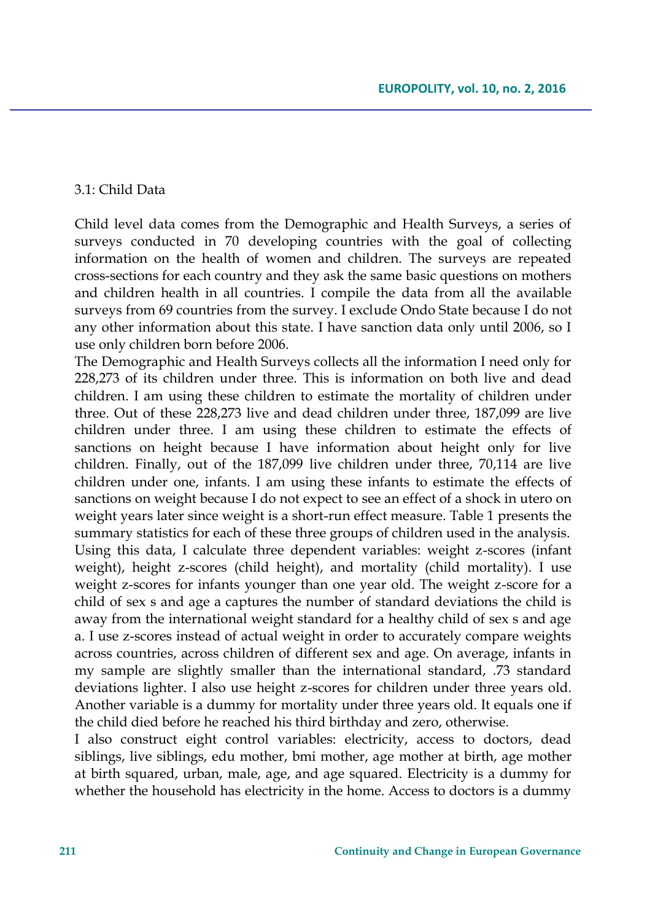### 3.1: Child Data

Child level data comes from the Demographic and Health Surveys, a series of surveys conducted in 70 developing countries with the goal of collecting information on the health of women and children. The surveys are repeated cross-sections for each country and they ask the same basic questions on mothers and children health in all countries. I compile the data from all the available surveys from 69 countries from the survey. I exclude Ondo State because I do not any other information about this state. I have sanction data only until 2006, so I use only children born before 2006.

The Demographic and Health Surveys collects all the information I need only for 228,273 of its children under three. This is information on both live and dead children. I am using these children to estimate the mortality of children under three. Out of these 228,273 live and dead children under three, 187,099 are live children under three. I am using these children to estimate the effects of sanctions on height because I have information about height only for live children. Finally, out of the 187,099 live children under three, 70,114 are live children under one, infants. I am using these infants to estimate the effects of sanctions on weight because I do not expect to see an effect of a shock in utero on weight years later since weight is a short-run effect measure. Table 1 presents the summary statistics for each of these three groups of children used in the analysis.

Using this data, I calculate three dependent variables: weight z-scores (infant weight), height z-scores (child height), and mortality (child mortality). I use weight z-scores for infants younger than one year old. The weight z-score for a child of sex s and age a captures the number of standard deviations the child is away from the international weight standard for a healthy child of sex s and age a. I use z-scores instead of actual weight in order to accurately compare weights across countries, across children of different sex and age. On average, infants in my sample are slightly smaller than the international standard, .73 standard deviations lighter. I also use height z-scores for children under three years old. Another variable is a dummy for mortality under three years old. It equals one if the child died before he reached his third birthday and zero, otherwise.

I also construct eight control variables: electricity, access to doctors, dead siblings, live siblings, edu mother, bmi mother, age mother at birth, age mother at birth squared, urban, male, age, and age squared. Electricity is a dummy for whether the household has electricity in the home. Access to doctors is a dummy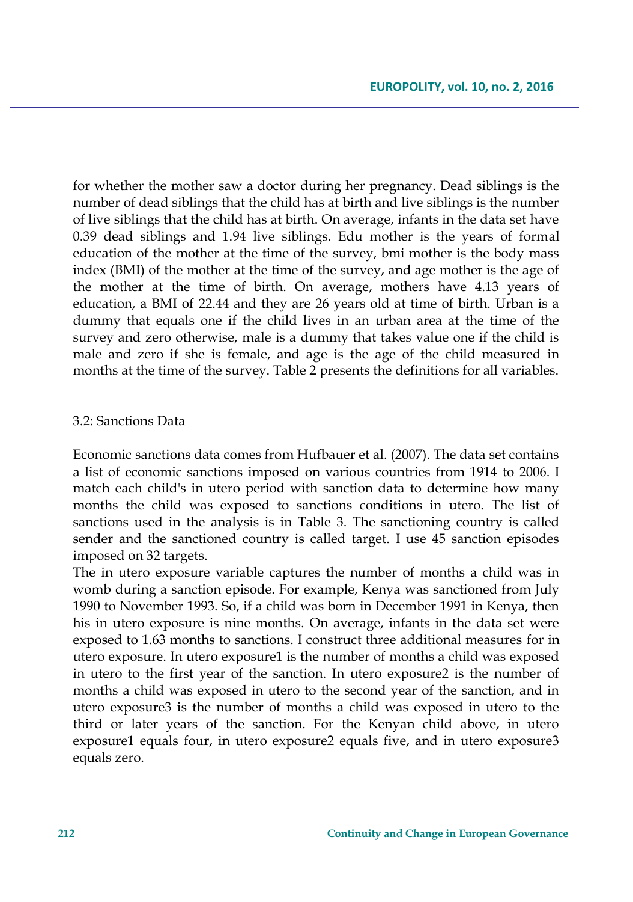for whether the mother saw a doctor during her pregnancy. Dead siblings is the number of dead siblings that the child has at birth and live siblings is the number of live siblings that the child has at birth. On average, infants in the data set have 0.39 dead siblings and 1.94 live siblings. Edu mother is the years of formal education of the mother at the time of the survey, bmi mother is the body mass index (BMI) of the mother at the time of the survey, and age mother is the age of the mother at the time of birth. On average, mothers have 4.13 years of education, a BMI of 22.44 and they are 26 years old at time of birth. Urban is a dummy that equals one if the child lives in an urban area at the time of the survey and zero otherwise, male is a dummy that takes value one if the child is male and zero if she is female, and age is the age of the child measured in months at the time of the survey. Table 2 presents the definitions for all variables.

### 3.2: Sanctions Data

Economic sanctions data comes from Hufbauer et al. (2007). The data set contains a list of economic sanctions imposed on various countries from 1914 to 2006. I match each child's in utero period with sanction data to determine how many months the child was exposed to sanctions conditions in utero. The list of sanctions used in the analysis is in Table 3. The sanctioning country is called sender and the sanctioned country is called target. I use 45 sanction episodes imposed on 32 targets.

The in utero exposure variable captures the number of months a child was in womb during a sanction episode. For example, Kenya was sanctioned from July 1990 to November 1993. So, if a child was born in December 1991 in Kenya, then his in utero exposure is nine months. On average, infants in the data set were exposed to 1.63 months to sanctions. I construct three additional measures for in utero exposure. In utero exposure1 is the number of months a child was exposed in utero to the first year of the sanction. In utero exposure2 is the number of months a child was exposed in utero to the second year of the sanction, and in utero exposure3 is the number of months a child was exposed in utero to the third or later years of the sanction. For the Kenyan child above, in utero exposure1 equals four, in utero exposure2 equals five, and in utero exposure3 equals zero.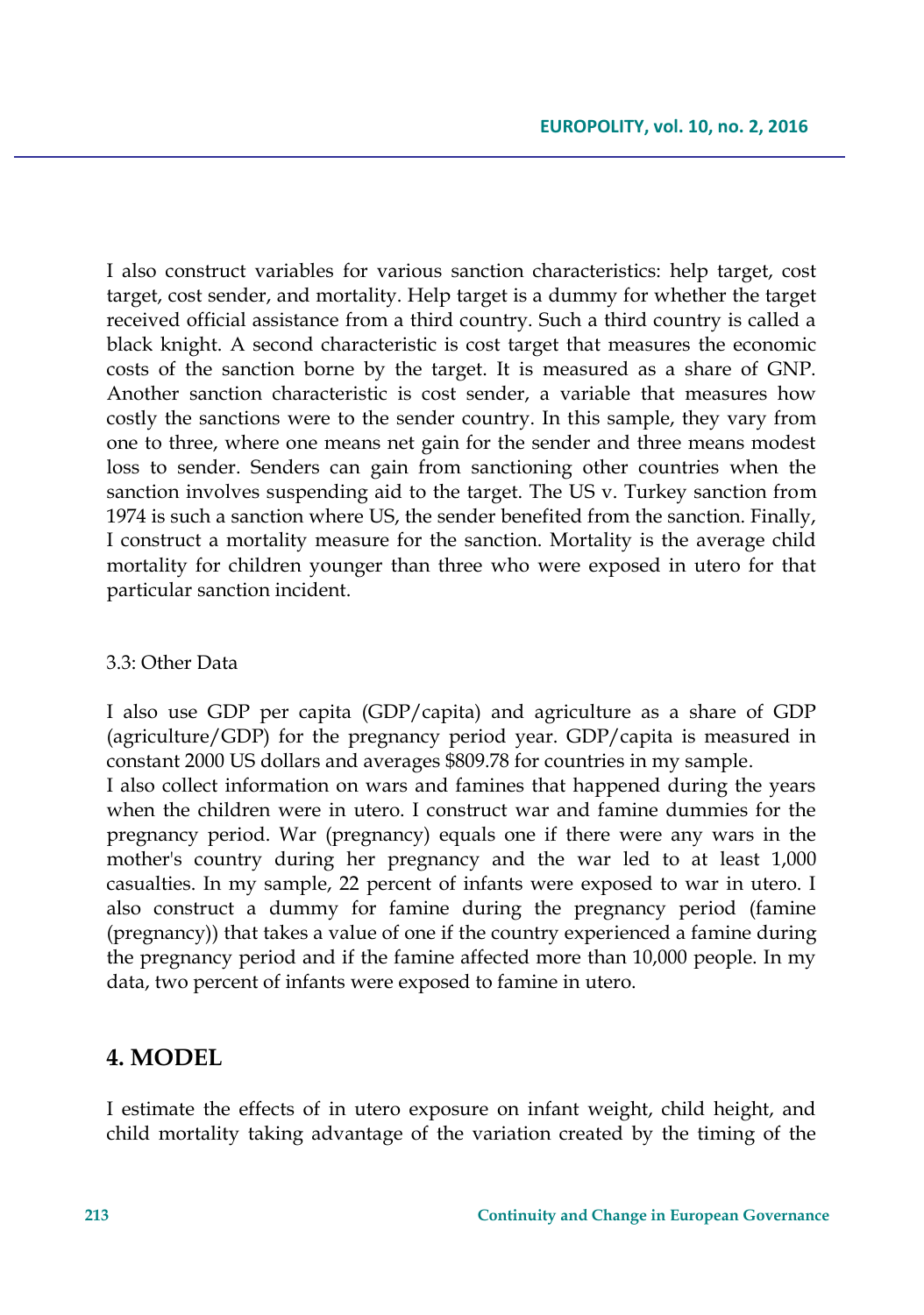I also construct variables for various sanction characteristics: help target, cost target, cost sender, and mortality. Help target is a dummy for whether the target received official assistance from a third country. Such a third country is called a black knight. A second characteristic is cost target that measures the economic costs of the sanction borne by the target. It is measured as a share of GNP. Another sanction characteristic is cost sender, a variable that measures how costly the sanctions were to the sender country. In this sample, they vary from one to three, where one means net gain for the sender and three means modest loss to sender. Senders can gain from sanctioning other countries when the sanction involves suspending aid to the target. The US v. Turkey sanction from 1974 is such a sanction where US, the sender benefited from the sanction. Finally, I construct a mortality measure for the sanction. Mortality is the average child mortality for children younger than three who were exposed in utero for that particular sanction incident.

### 3.3: Other Data

I also use GDP per capita (GDP/capita) and agriculture as a share of GDP (agriculture/GDP) for the pregnancy period year. GDP/capita is measured in constant 2000 US dollars and averages $809.78 for countries in my sample.

I also collect information on wars and famines that happened during the years when the children were in utero. I construct war and famine dummies for the pregnancy period. War (pregnancy) equals one if there were any wars in the mother's country during her pregnancy and the war led to at least 1,000 casualties. In my sample, 22 percent of infants were exposed to war in utero. I also construct a dummy for famine during the pregnancy period (famine (pregnancy)) that takes a value of one if the country experienced a famine during the pregnancy period and if the famine affected more than 10,000 people. In my data, two percent of infants were exposed to famine in utero.

## 4. MODEL

I estimate the effects of in utero exposure on infant weight, child height, and child mortality taking advantage of the variation created by the timing of the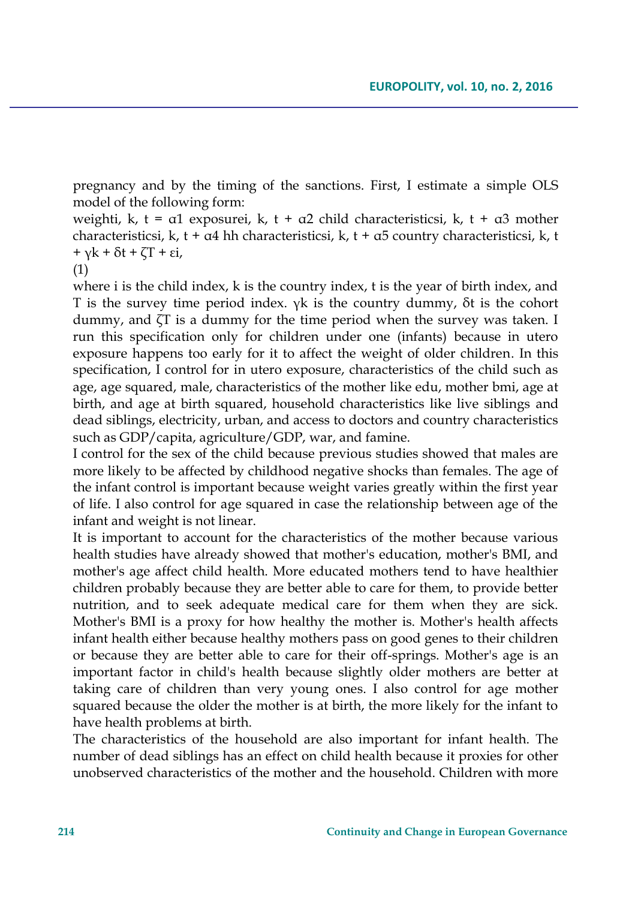pregnancy and by the timing of the sanctions. First, I estimate a simple OLS model of the following form:

$$weight_{i,k,t} = \alpha_1\, exposure_{i,k,t} + \alpha_2\, child\ characteristics_{i,k,t} + \alpha_3\, mother\ characteristics_{i,k,t} + \alpha_4\, hh\ characteristics_{i,k,t} + \alpha_5\, country\ characteristics_{i,k,t} + \gamma_k + \delta_t + \zeta_T + \varepsilon_i, \quad (1)$$

where i is the child index, k is the country index, t is the year of birth index, and T is the survey time period index. $\gamma_k$ is the country dummy, $\delta_t$ is the cohort dummy, and $\zeta_T$ is a dummy for the time period when the survey was taken. I run this specification only for children under one (infants) because in utero exposure happens too early for it to affect the weight of older children. In this specification, I control for in utero exposure, characteristics of the child such as age, age squared, male, characteristics of the mother like edu, mother bmi, age at birth, and age at birth squared, household characteristics like live siblings and dead siblings, electricity, urban, and access to doctors and country characteristics such as GDP/capita, agriculture/GDP, war, and famine.

I control for the sex of the child because previous studies showed that males are more likely to be affected by childhood negative shocks than females. The age of the infant control is important because weight varies greatly within the first year of life. I also control for age squared in case the relationship between age of the infant and weight is not linear.

It is important to account for the characteristics of the mother because various health studies have already showed that mother's education, mother's BMI, and mother's age affect child health. More educated mothers tend to have healthier children probably because they are better able to care for them, to provide better nutrition, and to seek adequate medical care for them when they are sick. Mother's BMI is a proxy for how healthy the mother is. Mother's health affects infant health either because healthy mothers pass on good genes to their children or because they are better able to care for their off-springs. Mother's age is an important factor in child's health because slightly older mothers are better at taking care of children than very young ones. I also control for age mother squared because the older the mother is at birth, the more likely for the infant to have health problems at birth.

The characteristics of the household are also important for infant health. The number of dead siblings has an effect on child health because it proxies for other unobserved characteristics of the mother and the household. Children with more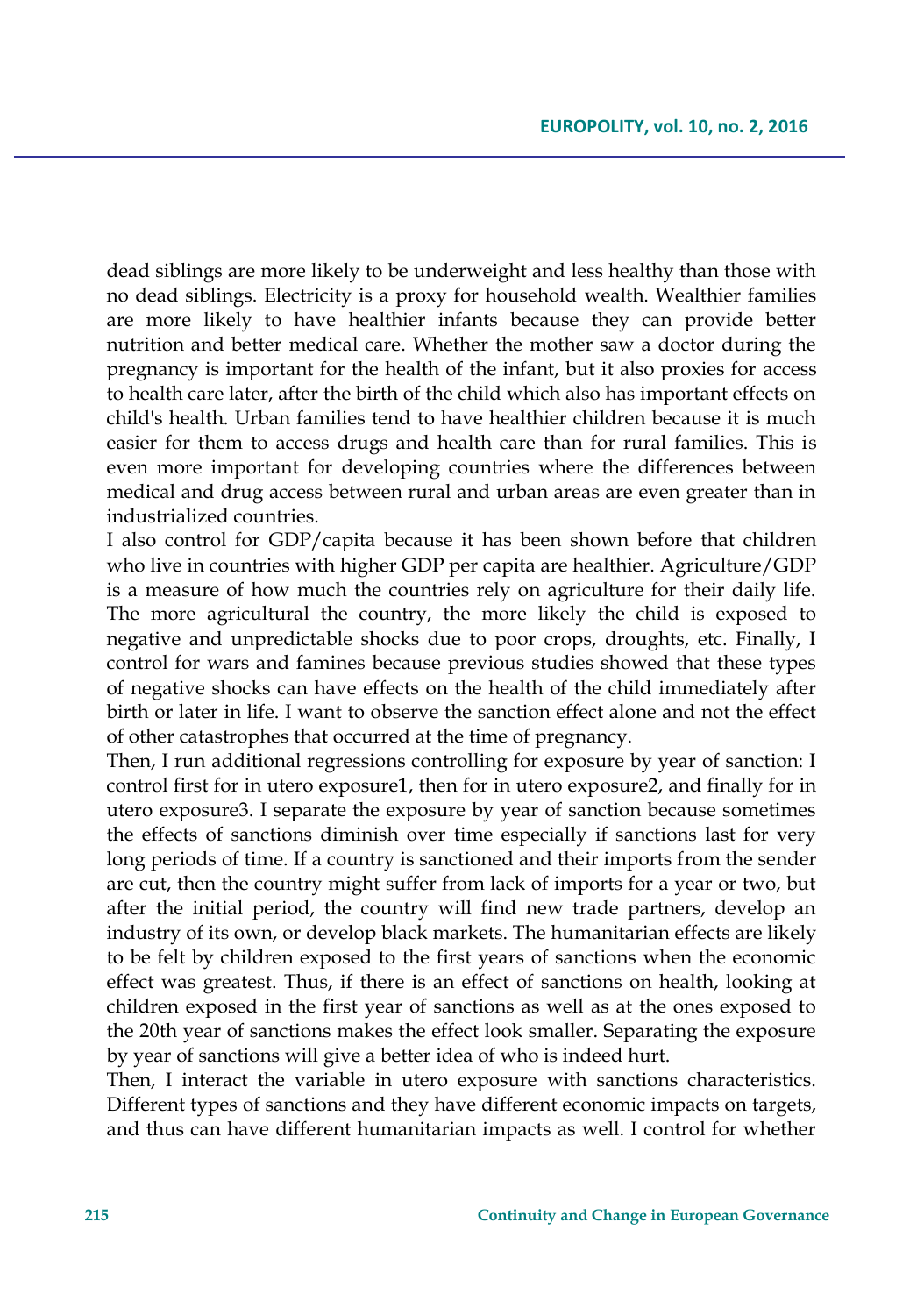dead siblings are more likely to be underweight and less healthy than those with no dead siblings. Electricity is a proxy for household wealth. Wealthier families are more likely to have healthier infants because they can provide better nutrition and better medical care. Whether the mother saw a doctor during the pregnancy is important for the health of the infant, but it also proxies for access to health care later, after the birth of the child which also has important effects on child's health. Urban families tend to have healthier children because it is much easier for them to access drugs and health care than for rural families. This is even more important for developing countries where the differences between medical and drug access between rural and urban areas are even greater than in industrialized countries.

I also control for GDP/capita because it has been shown before that children who live in countries with higher GDP per capita are healthier. Agriculture/GDP is a measure of how much the countries rely on agriculture for their daily life. The more agricultural the country, the more likely the child is exposed to negative and unpredictable shocks due to poor crops, droughts, etc. Finally, I control for wars and famines because previous studies showed that these types of negative shocks can have effects on the health of the child immediately after birth or later in life. I want to observe the sanction effect alone and not the effect of other catastrophes that occurred at the time of pregnancy.

Then, I run additional regressions controlling for exposure by year of sanction: I control first for in utero exposure1, then for in utero exposure2, and finally for in utero exposure3. I separate the exposure by year of sanction because sometimes the effects of sanctions diminish over time especially if sanctions last for very long periods of time. If a country is sanctioned and their imports from the sender are cut, then the country might suffer from lack of imports for a year or two, but after the initial period, the country will find new trade partners, develop an industry of its own, or develop black markets. The humanitarian effects are likely to be felt by children exposed to the first years of sanctions when the economic effect was greatest. Thus, if there is an effect of sanctions on health, looking at children exposed in the first year of sanctions as well as at the ones exposed to the 20th year of sanctions makes the effect look smaller. Separating the exposure by year of sanctions will give a better idea of who is indeed hurt.

Then, I interact the variable in utero exposure with sanctions characteristics. Different types of sanctions and they have different economic impacts on targets, and thus can have different humanitarian impacts as well. I control for whether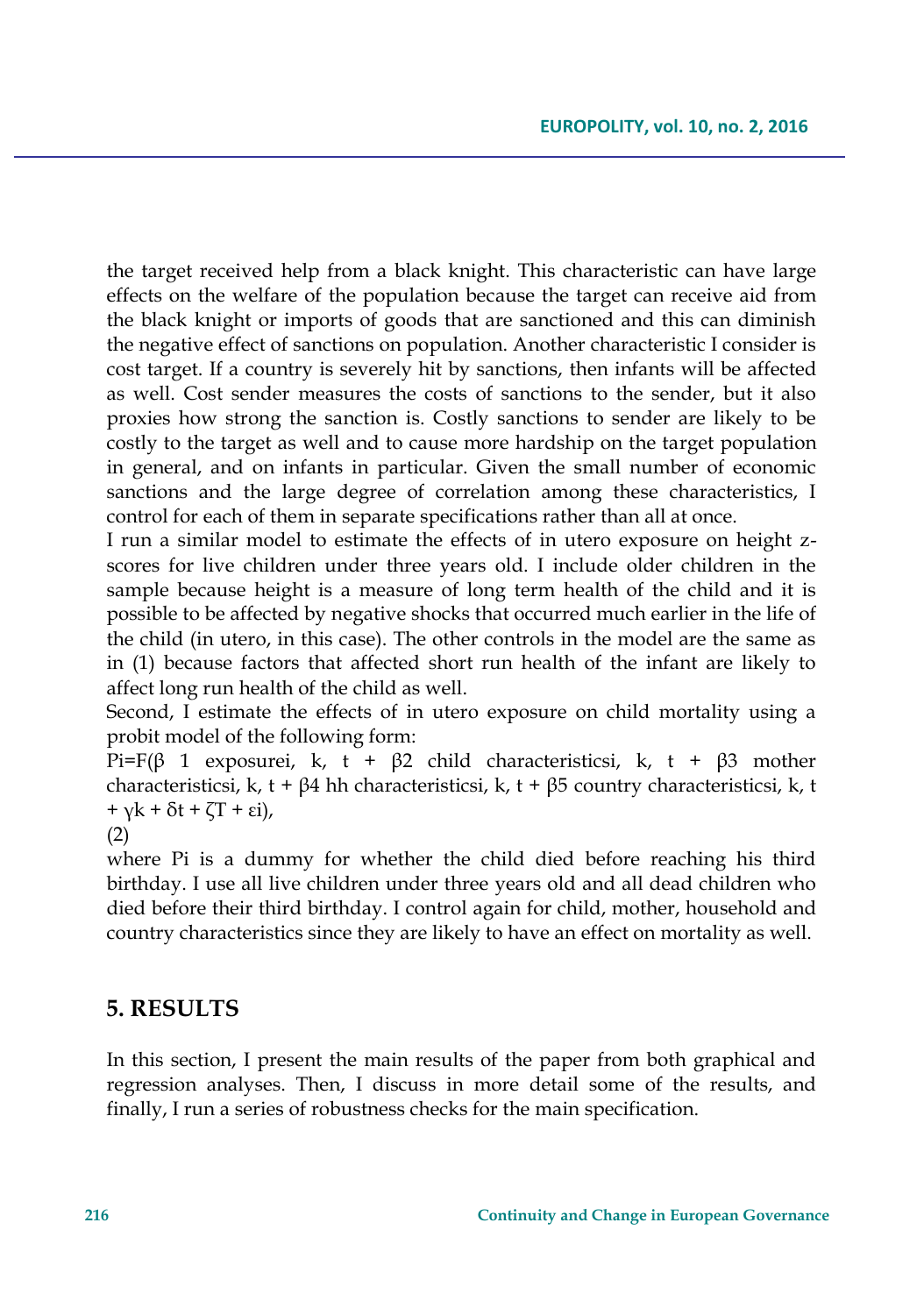the target received help from a black knight. This characteristic can have large effects on the welfare of the population because the target can receive aid from the black knight or imports of goods that are sanctioned and this can diminish the negative effect of sanctions on population. Another characteristic I consider is cost target. If a country is severely hit by sanctions, then infants will be affected as well. Cost sender measures the costs of sanctions to the sender, but it also proxies how strong the sanction is. Costly sanctions to sender are likely to be costly to the target as well and to cause more hardship on the target population in general, and on infants in particular. Given the small number of economic sanctions and the large degree of correlation among these characteristics, I control for each of them in separate specifications rather than all at once.

I run a similar model to estimate the effects of in utero exposure on height z-scores for live children under three years old. I include older children in the sample because height is a measure of long term health of the child and it is possible to be affected by negative shocks that occurred much earlier in the life of the child (in utero, in this case). The other controls in the model are the same as in (1) because factors that affected short run health of the infant are likely to affect long run health of the child as well.

Second, I estimate the effects of in utero exposure on child mortality using a probit model of the following form:

$$P_i = F(\beta_1 \text{ exposure}_{i,k,t} + \beta_2 \text{ child characteristics}_{i,k,t} + \beta_3 \text{ mother characteristics}_{i,k,t} + \beta_4 \text{ hh characteristics}_{i,k,t} + \beta_5 \text{ country characteristics}_{i,k,t} + \gamma_k + \delta_t + \zeta T + \varepsilon_i), \quad (2)$$

where $P_i$ is a dummy for whether the child died before reaching his third birthday. I use all live children under three years old and all dead children who died before their third birthday. I control again for child, mother, household and country characteristics since they are likely to have an effect on mortality as well.

## 5. RESULTS

In this section, I present the main results of the paper from both graphical and regression analyses. Then, I discuss in more detail some of the results, and finally, I run a series of robustness checks for the main specification.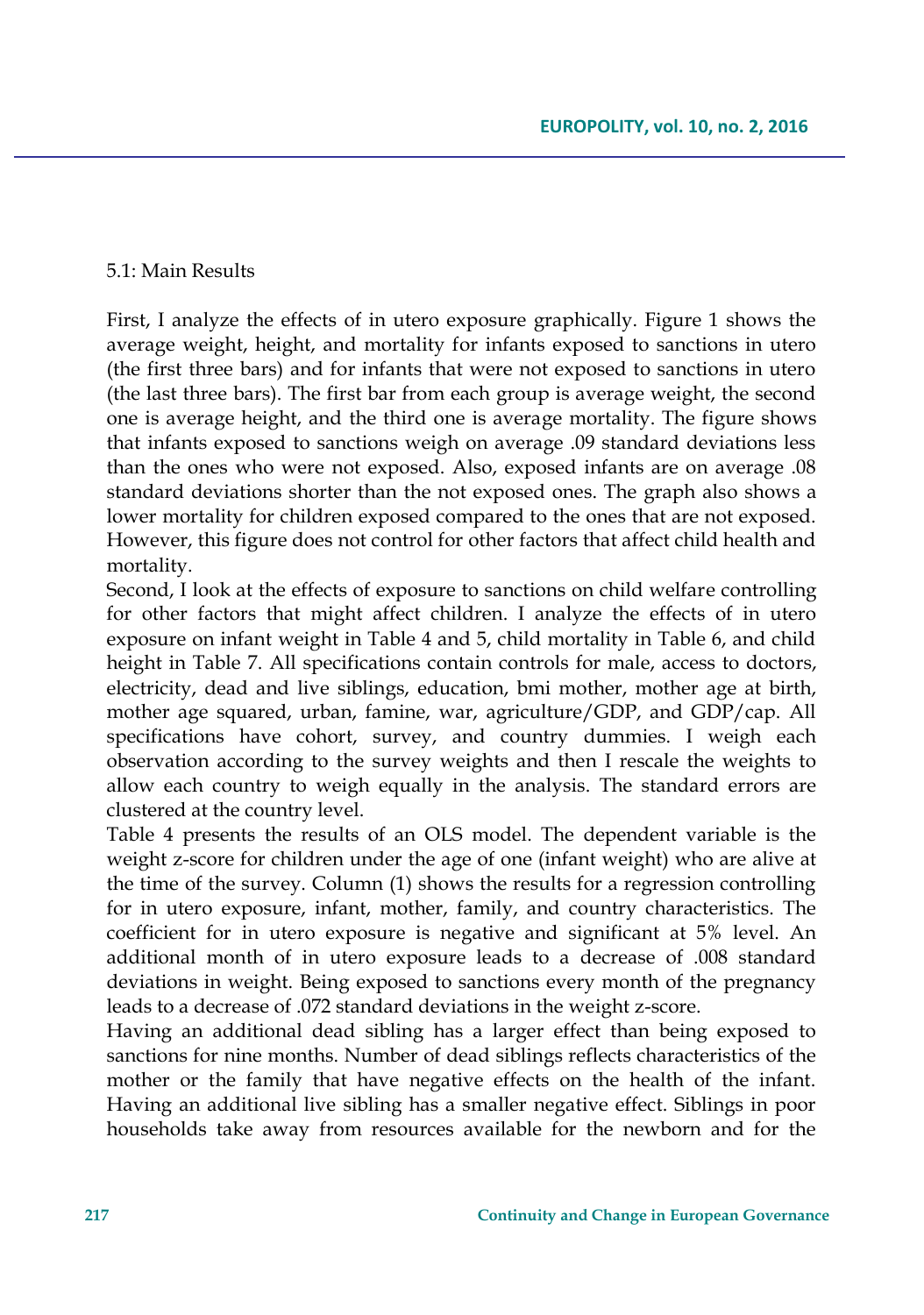5.1: Main Results

First, I analyze the effects of in utero exposure graphically. Figure 1 shows the average weight, height, and mortality for infants exposed to sanctions in utero (the first three bars) and for infants that were not exposed to sanctions in utero (the last three bars). The first bar from each group is average weight, the second one is average height, and the third one is average mortality. The figure shows that infants exposed to sanctions weigh on average .09 standard deviations less than the ones who were not exposed. Also, exposed infants are on average .08 standard deviations shorter than the not exposed ones. The graph also shows a lower mortality for children exposed compared to the ones that are not exposed. However, this figure does not control for other factors that affect child health and mortality.

Second, I look at the effects of exposure to sanctions on child welfare controlling for other factors that might affect children. I analyze the effects of in utero exposure on infant weight in Table 4 and 5, child mortality in Table 6, and child height in Table 7. All specifications contain controls for male, access to doctors, electricity, dead and live siblings, education, bmi mother, mother age at birth, mother age squared, urban, famine, war, agriculture/GDP, and GDP/cap. All specifications have cohort, survey, and country dummies. I weigh each observation according to the survey weights and then I rescale the weights to allow each country to weigh equally in the analysis. The standard errors are clustered at the country level.

Table 4 presents the results of an OLS model. The dependent variable is the weight z-score for children under the age of one (infant weight) who are alive at the time of the survey. Column (1) shows the results for a regression controlling for in utero exposure, infant, mother, family, and country characteristics. The coefficient for in utero exposure is negative and significant at 5% level. An additional month of in utero exposure leads to a decrease of .008 standard deviations in weight. Being exposed to sanctions every month of the pregnancy leads to a decrease of .072 standard deviations in the weight z-score.

Having an additional dead sibling has a larger effect than being exposed to sanctions for nine months. Number of dead siblings reflects characteristics of the mother or the family that have negative effects on the health of the infant. Having an additional live sibling has a smaller negative effect. Siblings in poor households take away from resources available for the newborn and for the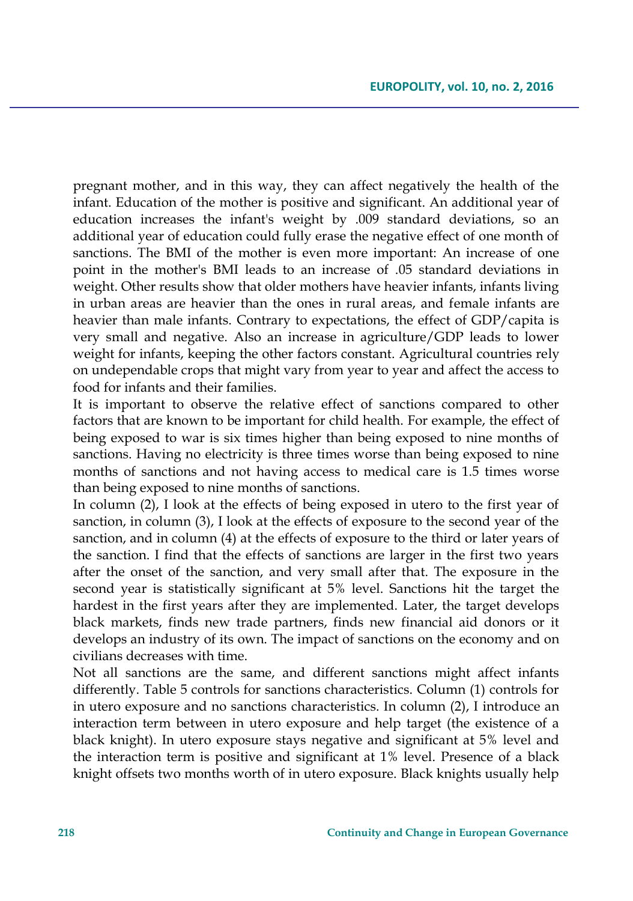pregnant mother, and in this way, they can affect negatively the health of the infant. Education of the mother is positive and significant. An additional year of education increases the infant's weight by .009 standard deviations, so an additional year of education could fully erase the negative effect of one month of sanctions. The BMI of the mother is even more important: An increase of one point in the mother's BMI leads to an increase of .05 standard deviations in weight. Other results show that older mothers have heavier infants, infants living in urban areas are heavier than the ones in rural areas, and female infants are heavier than male infants. Contrary to expectations, the effect of GDP/capita is very small and negative. Also an increase in agriculture/GDP leads to lower weight for infants, keeping the other factors constant. Agricultural countries rely on undependable crops that might vary from year to year and affect the access to food for infants and their families.

It is important to observe the relative effect of sanctions compared to other factors that are known to be important for child health. For example, the effect of being exposed to war is six times higher than being exposed to nine months of sanctions. Having no electricity is three times worse than being exposed to nine months of sanctions and not having access to medical care is 1.5 times worse than being exposed to nine months of sanctions.

In column (2), I look at the effects of being exposed in utero to the first year of sanction, in column (3), I look at the effects of exposure to the second year of the sanction, and in column (4) at the effects of exposure to the third or later years of the sanction. I find that the effects of sanctions are larger in the first two years after the onset of the sanction, and very small after that. The exposure in the second year is statistically significant at 5% level. Sanctions hit the target the hardest in the first years after they are implemented. Later, the target develops black markets, finds new trade partners, finds new financial aid donors or it develops an industry of its own. The impact of sanctions on the economy and on civilians decreases with time.

Not all sanctions are the same, and different sanctions might affect infants differently. Table 5 controls for sanctions characteristics. Column (1) controls for in utero exposure and no sanctions characteristics. In column (2), I introduce an interaction term between in utero exposure and help target (the existence of a black knight). In utero exposure stays negative and significant at 5% level and the interaction term is positive and significant at 1% level. Presence of a black knight offsets two months worth of in utero exposure. Black knights usually help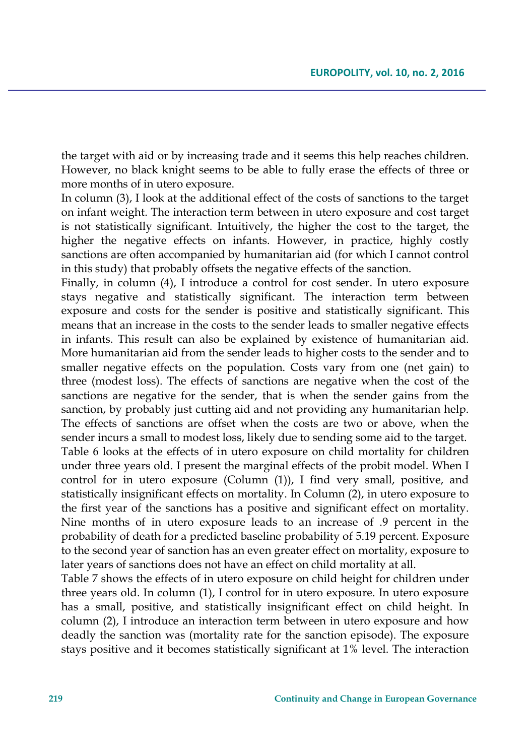the target with aid or by increasing trade and it seems this help reaches children. However, no black knight seems to be able to fully erase the effects of three or more months of in utero exposure.

In column (3), I look at the additional effect of the costs of sanctions to the target on infant weight. The interaction term between in utero exposure and cost target is not statistically significant. Intuitively, the higher the cost to the target, the higher the negative effects on infants. However, in practice, highly costly sanctions are often accompanied by humanitarian aid (for which I cannot control in this study) that probably offsets the negative effects of the sanction.

Finally, in column (4), I introduce a control for cost sender. In utero exposure stays negative and statistically significant. The interaction term between exposure and costs for the sender is positive and statistically significant. This means that an increase in the costs to the sender leads to smaller negative effects in infants. This result can also be explained by existence of humanitarian aid. More humanitarian aid from the sender leads to higher costs to the sender and to smaller negative effects on the population. Costs vary from one (net gain) to three (modest loss). The effects of sanctions are negative when the cost of the sanctions are negative for the sender, that is when the sender gains from the sanction, by probably just cutting aid and not providing any humanitarian help. The effects of sanctions are offset when the costs are two or above, when the sender incurs a small to modest loss, likely due to sending some aid to the target.

Table 6 looks at the effects of in utero exposure on child mortality for children under three years old. I present the marginal effects of the probit model. When I control for in utero exposure (Column (1)), I find very small, positive, and statistically insignificant effects on mortality. In Column (2), in utero exposure to the first year of the sanctions has a positive and significant effect on mortality. Nine months of in utero exposure leads to an increase of .9 percent in the probability of death for a predicted baseline probability of 5.19 percent. Exposure to the second year of sanction has an even greater effect on mortality, exposure to later years of sanctions does not have an effect on child mortality at all.

Table 7 shows the effects of in utero exposure on child height for children under three years old. In column (1), I control for in utero exposure. In utero exposure has a small, positive, and statistically insignificant effect on child height. In column (2), I introduce an interaction term between in utero exposure and how deadly the sanction was (mortality rate for the sanction episode). The exposure stays positive and it becomes statistically significant at 1% level. The interaction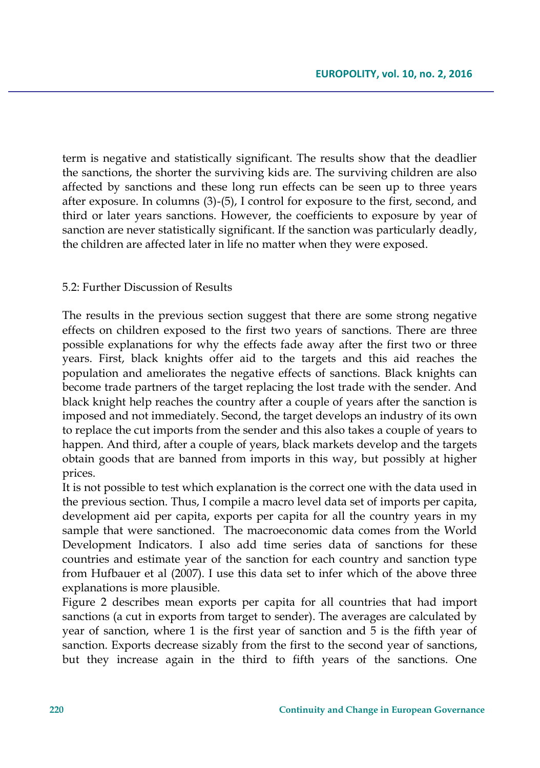term is negative and statistically significant. The results show that the deadlier the sanctions, the shorter the surviving kids are. The surviving children are also affected by sanctions and these long run effects can be seen up to three years after exposure. In columns (3)-(5), I control for exposure to the first, second, and third or later years sanctions. However, the coefficients to exposure by year of sanction are never statistically significant. If the sanction was particularly deadly, the children are affected later in life no matter when they were exposed.

## 5.2: Further Discussion of Results

The results in the previous section suggest that there are some strong negative effects on children exposed to the first two years of sanctions. There are three possible explanations for why the effects fade away after the first two or three years. First, black knights offer aid to the targets and this aid reaches the population and ameliorates the negative effects of sanctions. Black knights can become trade partners of the target replacing the lost trade with the sender. And black knight help reaches the country after a couple of years after the sanction is imposed and not immediately. Second, the target develops an industry of its own to replace the cut imports from the sender and this also takes a couple of years to happen. And third, after a couple of years, black markets develop and the targets obtain goods that are banned from imports in this way, but possibly at higher prices.

It is not possible to test which explanation is the correct one with the data used in the previous section. Thus, I compile a macro level data set of imports per capita, development aid per capita, exports per capita for all the country years in my sample that were sanctioned. The macroeconomic data comes from the World Development Indicators. I also add time series data of sanctions for these countries and estimate year of the sanction for each country and sanction type from Hufbauer et al (2007). I use this data set to infer which of the above three explanations is more plausible.

Figure 2 describes mean exports per capita for all countries that had import sanctions (a cut in exports from target to sender). The averages are calculated by year of sanction, where 1 is the first year of sanction and 5 is the fifth year of sanction. Exports decrease sizably from the first to the second year of sanctions, but they increase again in the third to fifth years of the sanctions. One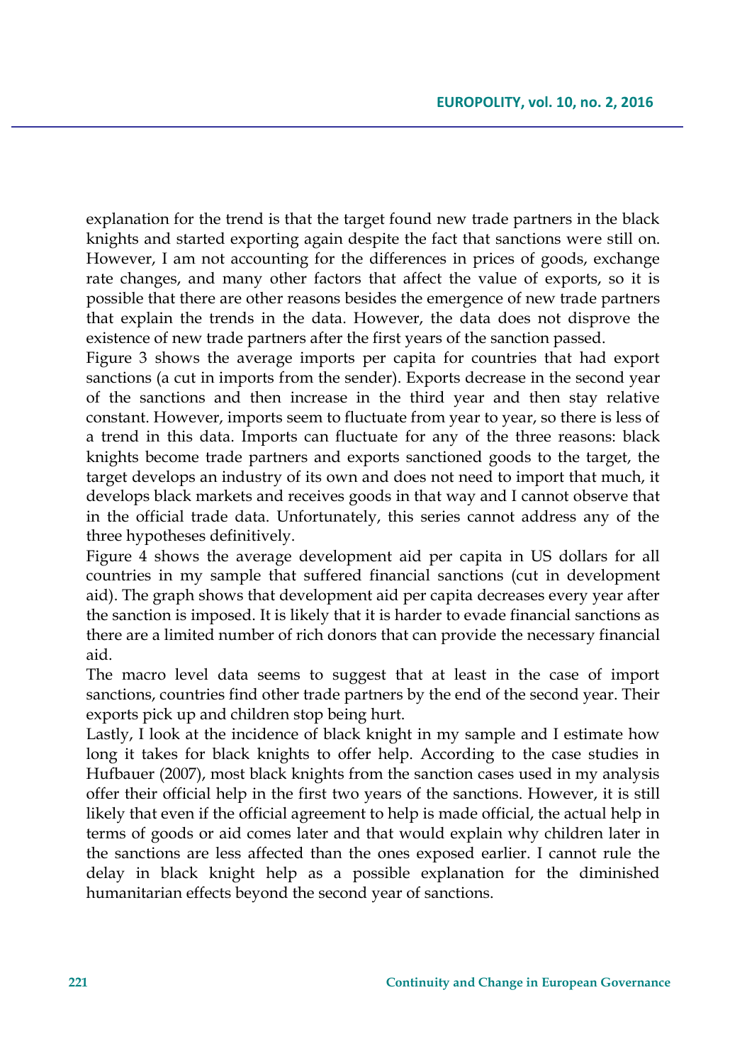explanation for the trend is that the target found new trade partners in the black knights and started exporting again despite the fact that sanctions were still on. However, I am not accounting for the differences in prices of goods, exchange rate changes, and many other factors that affect the value of exports, so it is possible that there are other reasons besides the emergence of new trade partners that explain the trends in the data. However, the data does not disprove the existence of new trade partners after the first years of the sanction passed.

Figure 3 shows the average imports per capita for countries that had export sanctions (a cut in imports from the sender). Exports decrease in the second year of the sanctions and then increase in the third year and then stay relative constant. However, imports seem to fluctuate from year to year, so there is less of a trend in this data. Imports can fluctuate for any of the three reasons: black knights become trade partners and exports sanctioned goods to the target, the target develops an industry of its own and does not need to import that much, it develops black markets and receives goods in that way and I cannot observe that in the official trade data. Unfortunately, this series cannot address any of the three hypotheses definitively.

Figure 4 shows the average development aid per capita in US dollars for all countries in my sample that suffered financial sanctions (cut in development aid). The graph shows that development aid per capita decreases every year after the sanction is imposed. It is likely that it is harder to evade financial sanctions as there are a limited number of rich donors that can provide the necessary financial aid.

The macro level data seems to suggest that at least in the case of import sanctions, countries find other trade partners by the end of the second year. Their exports pick up and children stop being hurt.

Lastly, I look at the incidence of black knight in my sample and I estimate how long it takes for black knights to offer help. According to the case studies in Hufbauer (2007), most black knights from the sanction cases used in my analysis offer their official help in the first two years of the sanctions. However, it is still likely that even if the official agreement to help is made official, the actual help in terms of goods or aid comes later and that would explain why children later in the sanctions are less affected than the ones exposed earlier. I cannot rule the delay in black knight help as a possible explanation for the diminished humanitarian effects beyond the second year of sanctions.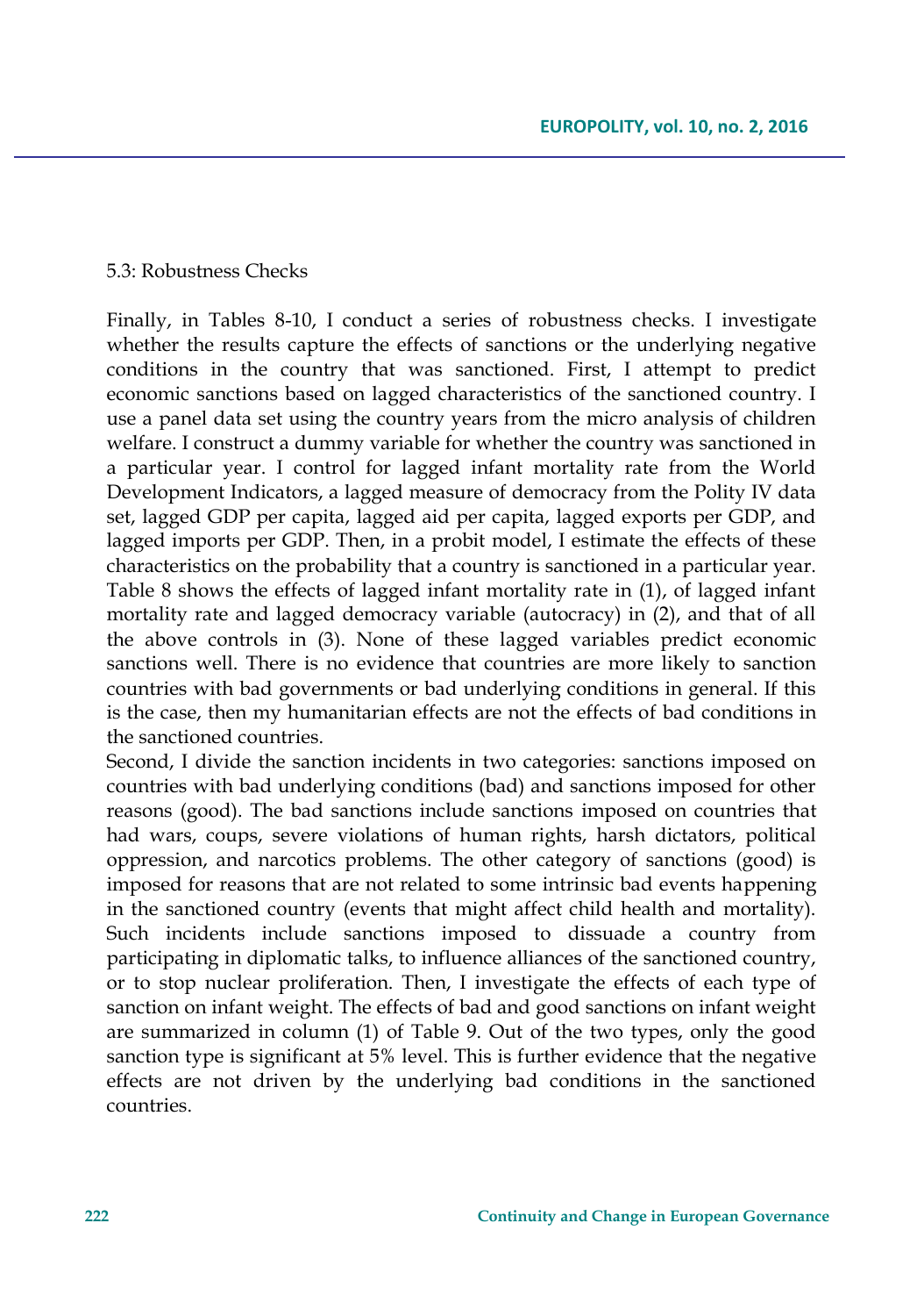### 5.3: Robustness Checks

Finally, in Tables 8-10, I conduct a series of robustness checks. I investigate whether the results capture the effects of sanctions or the underlying negative conditions in the country that was sanctioned. First, I attempt to predict economic sanctions based on lagged characteristics of the sanctioned country. I use a panel data set using the country years from the micro analysis of children welfare. I construct a dummy variable for whether the country was sanctioned in a particular year. I control for lagged infant mortality rate from the World Development Indicators, a lagged measure of democracy from the Polity IV data set, lagged GDP per capita, lagged aid per capita, lagged exports per GDP, and lagged imports per GDP. Then, in a probit model, I estimate the effects of these characteristics on the probability that a country is sanctioned in a particular year. Table 8 shows the effects of lagged infant mortality rate in (1), of lagged infant mortality rate and lagged democracy variable (autocracy) in (2), and that of all the above controls in (3). None of these lagged variables predict economic sanctions well. There is no evidence that countries are more likely to sanction countries with bad governments or bad underlying conditions in general. If this is the case, then my humanitarian effects are not the effects of bad conditions in the sanctioned countries.

Second, I divide the sanction incidents in two categories: sanctions imposed on countries with bad underlying conditions (bad) and sanctions imposed for other reasons (good). The bad sanctions include sanctions imposed on countries that had wars, coups, severe violations of human rights, harsh dictators, political oppression, and narcotics problems. The other category of sanctions (good) is imposed for reasons that are not related to some intrinsic bad events happening in the sanctioned country (events that might affect child health and mortality). Such incidents include sanctions imposed to dissuade a country from participating in diplomatic talks, to influence alliances of the sanctioned country, or to stop nuclear proliferation. Then, I investigate the effects of each type of sanction on infant weight. The effects of bad and good sanctions on infant weight are summarized in column (1) of Table 9. Out of the two types, only the good sanction type is significant at 5% level. This is further evidence that the negative effects are not driven by the underlying bad conditions in the sanctioned countries.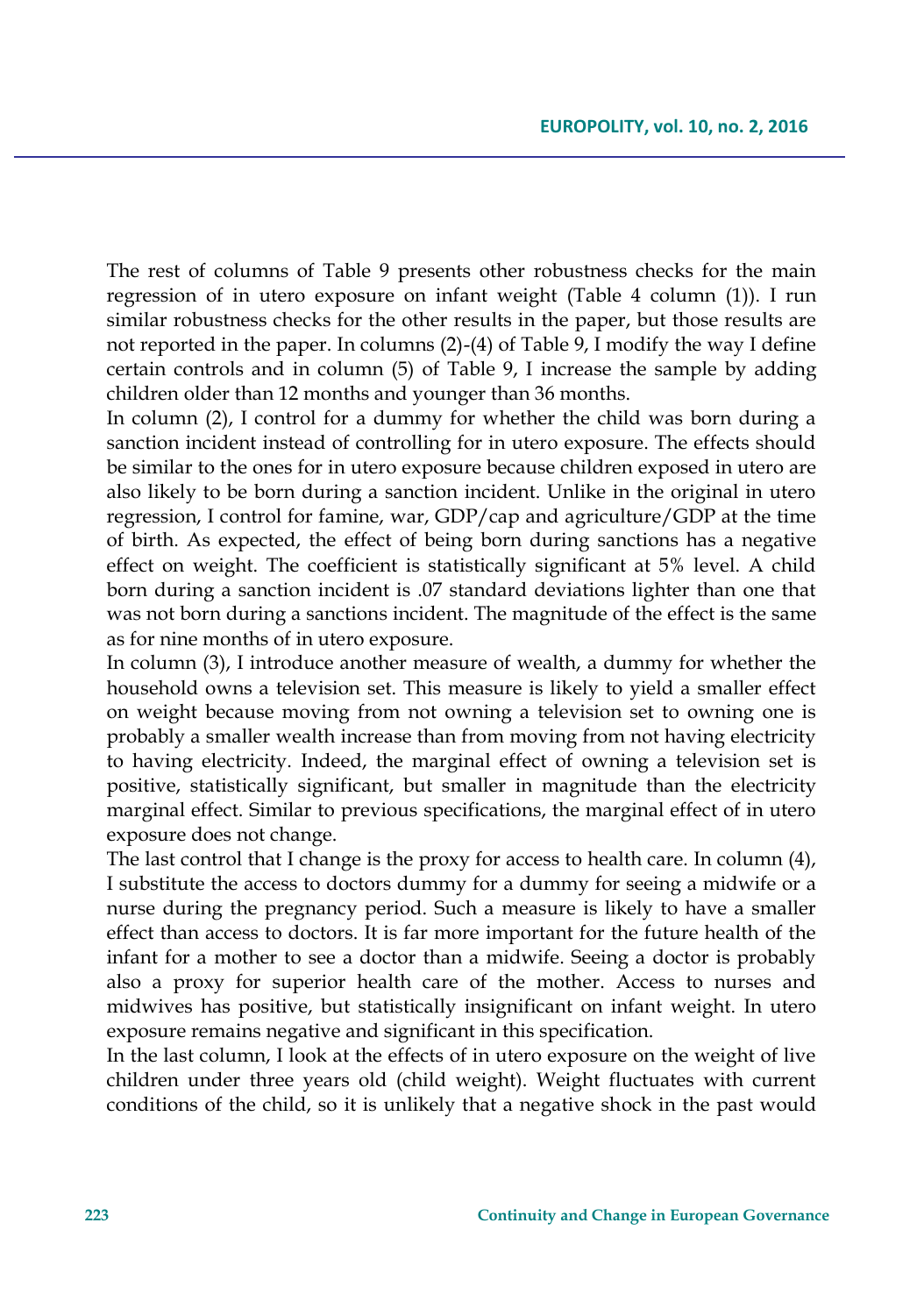The rest of columns of Table 9 presents other robustness checks for the main regression of in utero exposure on infant weight (Table 4 column (1)). I run similar robustness checks for the other results in the paper, but those results are not reported in the paper. In columns (2)-(4) of Table 9, I modify the way I define certain controls and in column (5) of Table 9, I increase the sample by adding children older than 12 months and younger than 36 months.

In column (2), I control for a dummy for whether the child was born during a sanction incident instead of controlling for in utero exposure. The effects should be similar to the ones for in utero exposure because children exposed in utero are also likely to be born during a sanction incident. Unlike in the original in utero regression, I control for famine, war, GDP/cap and agriculture/GDP at the time of birth. As expected, the effect of being born during sanctions has a negative effect on weight. The coefficient is statistically significant at 5% level. A child born during a sanction incident is .07 standard deviations lighter than one that was not born during a sanctions incident. The magnitude of the effect is the same as for nine months of in utero exposure.

In column (3), I introduce another measure of wealth, a dummy for whether the household owns a television set. This measure is likely to yield a smaller effect on weight because moving from not owning a television set to owning one is probably a smaller wealth increase than from moving from not having electricity to having electricity. Indeed, the marginal effect of owning a television set is positive, statistically significant, but smaller in magnitude than the electricity marginal effect. Similar to previous specifications, the marginal effect of in utero exposure does not change.

The last control that I change is the proxy for access to health care. In column (4), I substitute the access to doctors dummy for a dummy for seeing a midwife or a nurse during the pregnancy period. Such a measure is likely to have a smaller effect than access to doctors. It is far more important for the future health of the infant for a mother to see a doctor than a midwife. Seeing a doctor is probably also a proxy for superior health care of the mother. Access to nurses and midwives has positive, but statistically insignificant on infant weight. In utero exposure remains negative and significant in this specification.

In the last column, I look at the effects of in utero exposure on the weight of live children under three years old (child weight). Weight fluctuates with current conditions of the child, so it is unlikely that a negative shock in the past would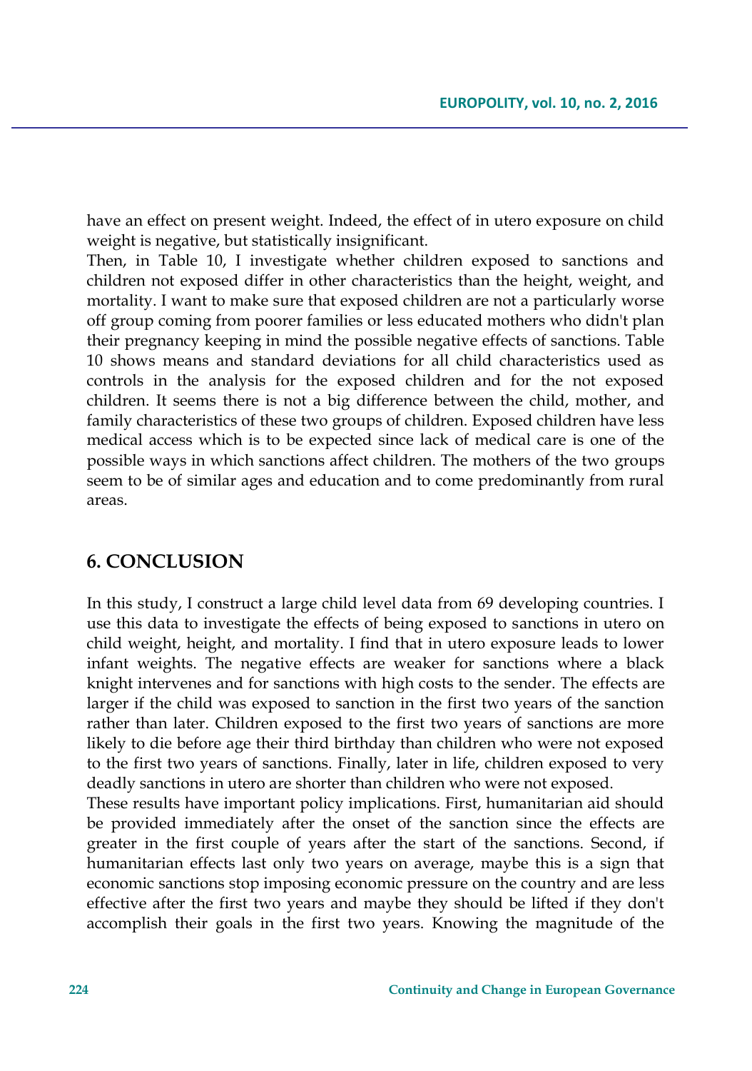have an effect on present weight. Indeed, the effect of in utero exposure on child weight is negative, but statistically insignificant.

Then, in Table 10, I investigate whether children exposed to sanctions and children not exposed differ in other characteristics than the height, weight, and mortality. I want to make sure that exposed children are not a particularly worse off group coming from poorer families or less educated mothers who didn't plan their pregnancy keeping in mind the possible negative effects of sanctions. Table 10 shows means and standard deviations for all child characteristics used as controls in the analysis for the exposed children and for the not exposed children. It seems there is not a big difference between the child, mother, and family characteristics of these two groups of children. Exposed children have less medical access which is to be expected since lack of medical care is one of the possible ways in which sanctions affect children. The mothers of the two groups seem to be of similar ages and education and to come predominantly from rural areas.

## 6. CONCLUSION

In this study, I construct a large child level data from 69 developing countries. I use this data to investigate the effects of being exposed to sanctions in utero on child weight, height, and mortality. I find that in utero exposure leads to lower infant weights. The negative effects are weaker for sanctions where a black knight intervenes and for sanctions with high costs to the sender. The effects are larger if the child was exposed to sanction in the first two years of the sanction rather than later. Children exposed to the first two years of sanctions are more likely to die before age their third birthday than children who were not exposed to the first two years of sanctions. Finally, later in life, children exposed to very deadly sanctions in utero are shorter than children who were not exposed.

These results have important policy implications. First, humanitarian aid should be provided immediately after the onset of the sanction since the effects are greater in the first couple of years after the start of the sanctions. Second, if humanitarian effects last only two years on average, maybe this is a sign that economic sanctions stop imposing economic pressure on the country and are less effective after the first two years and maybe they should be lifted if they don't accomplish their goals in the first two years. Knowing the magnitude of the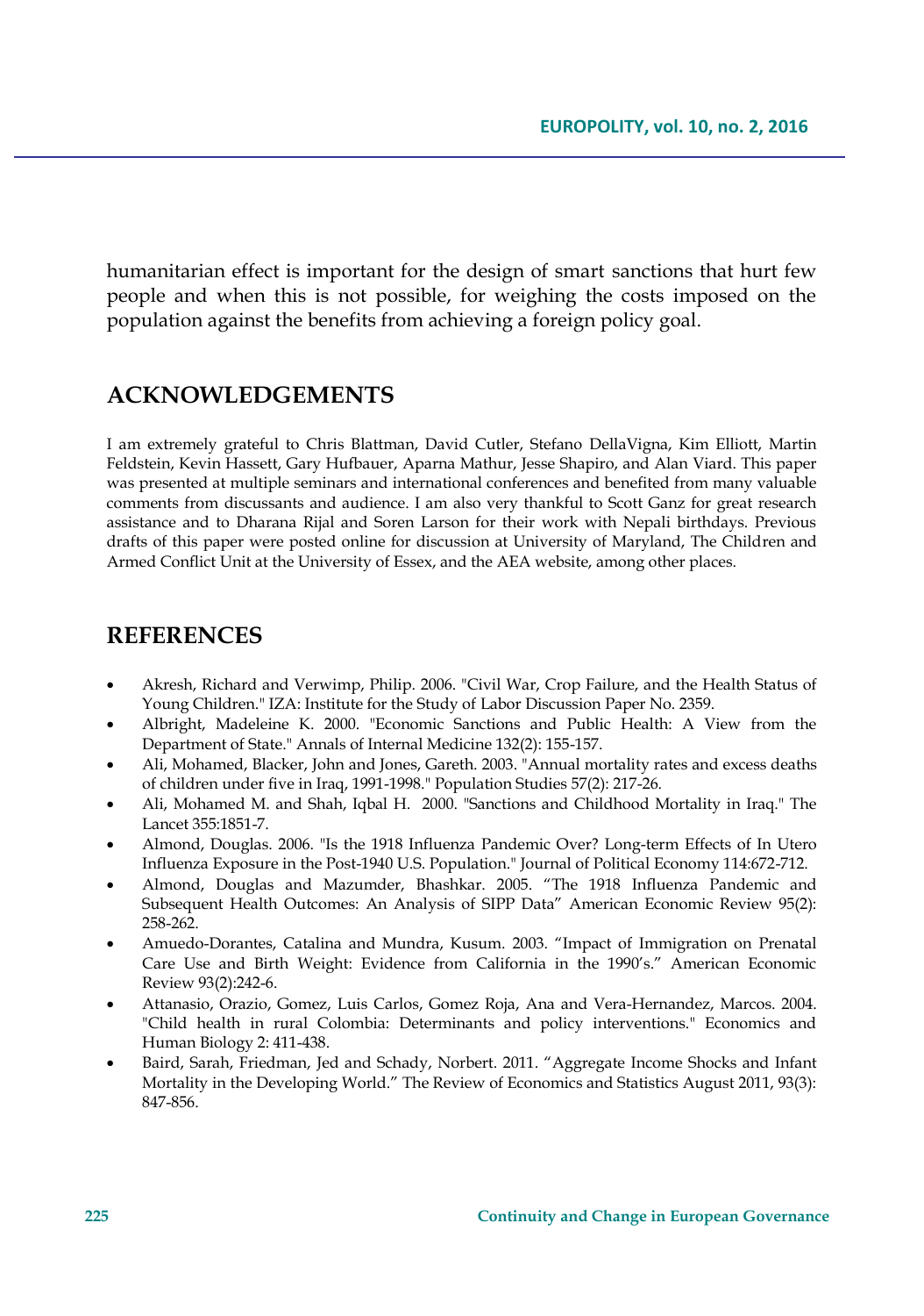humanitarian effect is important for the design of smart sanctions that hurt few people and when this is not possible, for weighing the costs imposed on the population against the benefits from achieving a foreign policy goal.

## ACKNOWLEDGEMENTS

I am extremely grateful to Chris Blattman, David Cutler, Stefano DellaVigna, Kim Elliott, Martin Feldstein, Kevin Hassett, Gary Hufbauer, Aparna Mathur, Jesse Shapiro, and Alan Viard. This paper was presented at multiple seminars and international conferences and benefited from many valuable comments from discussants and audience. I am also very thankful to Scott Ganz for great research assistance and to Dharana Rijal and Soren Larson for their work with Nepali birthdays. Previous drafts of this paper were posted online for discussion at University of Maryland, The Children and Armed Conflict Unit at the University of Essex, and the AEA website, among other places.

## REFERENCES

- Akresh, Richard and Verwimp, Philip. 2006. "Civil War, Crop Failure, and the Health Status of Young Children." IZA: Institute for the Study of Labor Discussion Paper No. 2359.
- Albright, Madeleine K. 2000. "Economic Sanctions and Public Health: A View from the Department of State." Annals of Internal Medicine 132(2): 155-157.
- Ali, Mohamed, Blacker, John and Jones, Gareth. 2003. "Annual mortality rates and excess deaths of children under five in Iraq, 1991-1998." Population Studies 57(2): 217-26.
- Ali, Mohamed M. and Shah, Iqbal H. 2000. "Sanctions and Childhood Mortality in Iraq." The Lancet 355:1851-7.
- Almond, Douglas. 2006. "Is the 1918 Influenza Pandemic Over? Long-term Effects of In Utero Influenza Exposure in the Post-1940 U.S. Population." Journal of Political Economy 114:672-712.
- Almond, Douglas and Mazumder, Bhashkar. 2005. "The 1918 Influenza Pandemic and Subsequent Health Outcomes: An Analysis of SIPP Data" American Economic Review 95(2): 258-262.
- Amuedo-Dorantes, Catalina and Mundra, Kusum. 2003. "Impact of Immigration on Prenatal Care Use and Birth Weight: Evidence from California in the 1990's." American Economic Review 93(2):242-6.
- Attanasio, Orazio, Gomez, Luis Carlos, Gomez Roja, Ana and Vera-Hernandez, Marcos. 2004. "Child health in rural Colombia: Determinants and policy interventions." Economics and Human Biology 2: 411-438.
- Baird, Sarah, Friedman, Jed and Schady, Norbert. 2011. "Aggregate Income Shocks and Infant Mortality in the Developing World." The Review of Economics and Statistics August 2011, 93(3): 847-856.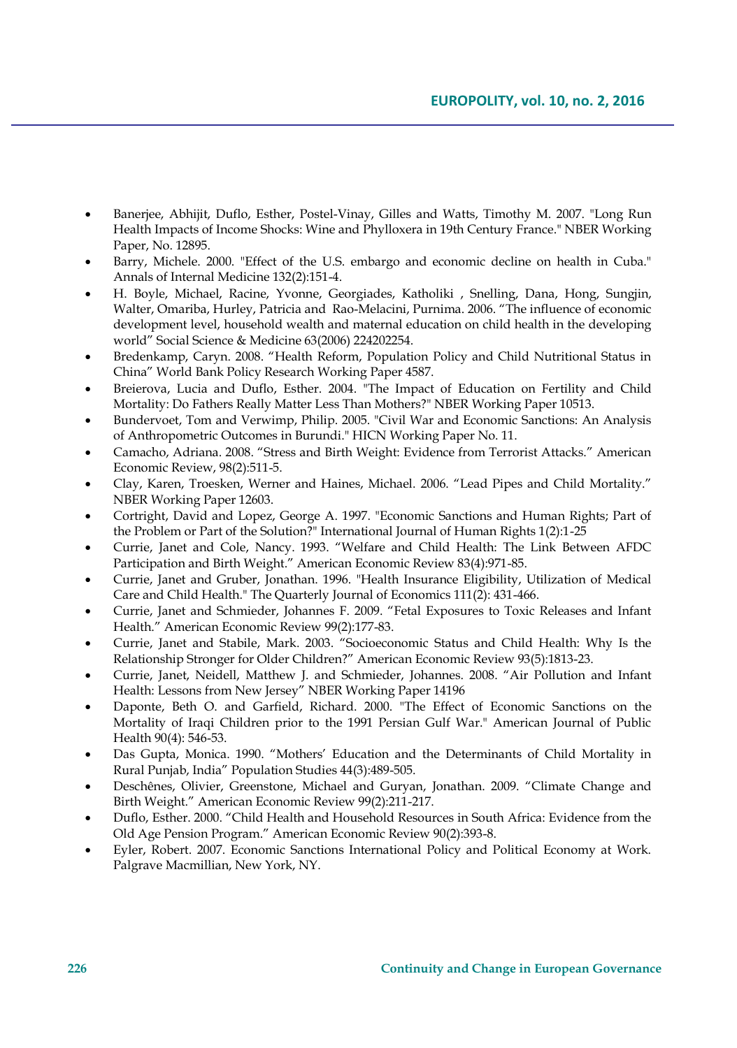- Banerjee, Abhijit, Duflo, Esther, Postel-Vinay, Gilles and Watts, Timothy M. 2007. "Long Run Health Impacts of Income Shocks: Wine and Phylloxera in 19th Century France." NBER Working Paper, No. 12895.
- Barry, Michele. 2000. "Effect of the U.S. embargo and economic decline on health in Cuba." Annals of Internal Medicine 132(2):151-4.
- H. Boyle, Michael, Racine, Yvonne, Georgiades, Katholiki , Snelling, Dana, Hong, Sungjin, Walter, Omariba, Hurley, Patricia and Rao-Melacini, Purnima. 2006. "The influence of economic development level, household wealth and maternal education on child health in the developing world" Social Science & Medicine 63(2006) 224202254.
- Bredenkamp, Caryn. 2008. "Health Reform, Population Policy and Child Nutritional Status in China" World Bank Policy Research Working Paper 4587.
- Breierova, Lucia and Duflo, Esther. 2004. "The Impact of Education on Fertility and Child Mortality: Do Fathers Really Matter Less Than Mothers?" NBER Working Paper 10513.
- Bundervoet, Tom and Verwimp, Philip. 2005. "Civil War and Economic Sanctions: An Analysis of Anthropometric Outcomes in Burundi." HICN Working Paper No. 11.
- Camacho, Adriana. 2008. "Stress and Birth Weight: Evidence from Terrorist Attacks." American Economic Review, 98(2):511-5.
- Clay, Karen, Troesken, Werner and Haines, Michael. 2006. "Lead Pipes and Child Mortality." NBER Working Paper 12603.
- Cortright, David and Lopez, George A. 1997. "Economic Sanctions and Human Rights; Part of the Problem or Part of the Solution?" International Journal of Human Rights 1(2):1-25
- Currie, Janet and Cole, Nancy. 1993. "Welfare and Child Health: The Link Between AFDC Participation and Birth Weight." American Economic Review 83(4):971-85.
- Currie, Janet and Gruber, Jonathan. 1996. "Health Insurance Eligibility, Utilization of Medical Care and Child Health." The Quarterly Journal of Economics 111(2): 431-466.
- Currie, Janet and Schmieder, Johannes F. 2009. "Fetal Exposures to Toxic Releases and Infant Health." American Economic Review 99(2):177-83.
- Currie, Janet and Stabile, Mark. 2003. "Socioeconomic Status and Child Health: Why Is the Relationship Stronger for Older Children?" American Economic Review 93(5):1813-23.
- Currie, Janet, Neidell, Matthew J. and Schmieder, Johannes. 2008. "Air Pollution and Infant Health: Lessons from New Jersey" NBER Working Paper 14196
- Daponte, Beth O. and Garfield, Richard. 2000. "The Effect of Economic Sanctions on the Mortality of Iraqi Children prior to the 1991 Persian Gulf War." American Journal of Public Health 90(4): 546-53.
- Das Gupta, Monica. 1990. "Mothers' Education and the Determinants of Child Mortality in Rural Punjab, India" Population Studies 44(3):489-505.
- Deschênes, Olivier, Greenstone, Michael and Guryan, Jonathan. 2009. "Climate Change and Birth Weight." American Economic Review 99(2):211-217.
- Duflo, Esther. 2000. "Child Health and Household Resources in South Africa: Evidence from the Old Age Pension Program." American Economic Review 90(2):393-8.
- Eyler, Robert. 2007. Economic Sanctions International Policy and Political Economy at Work. Palgrave Macmillian, New York, NY.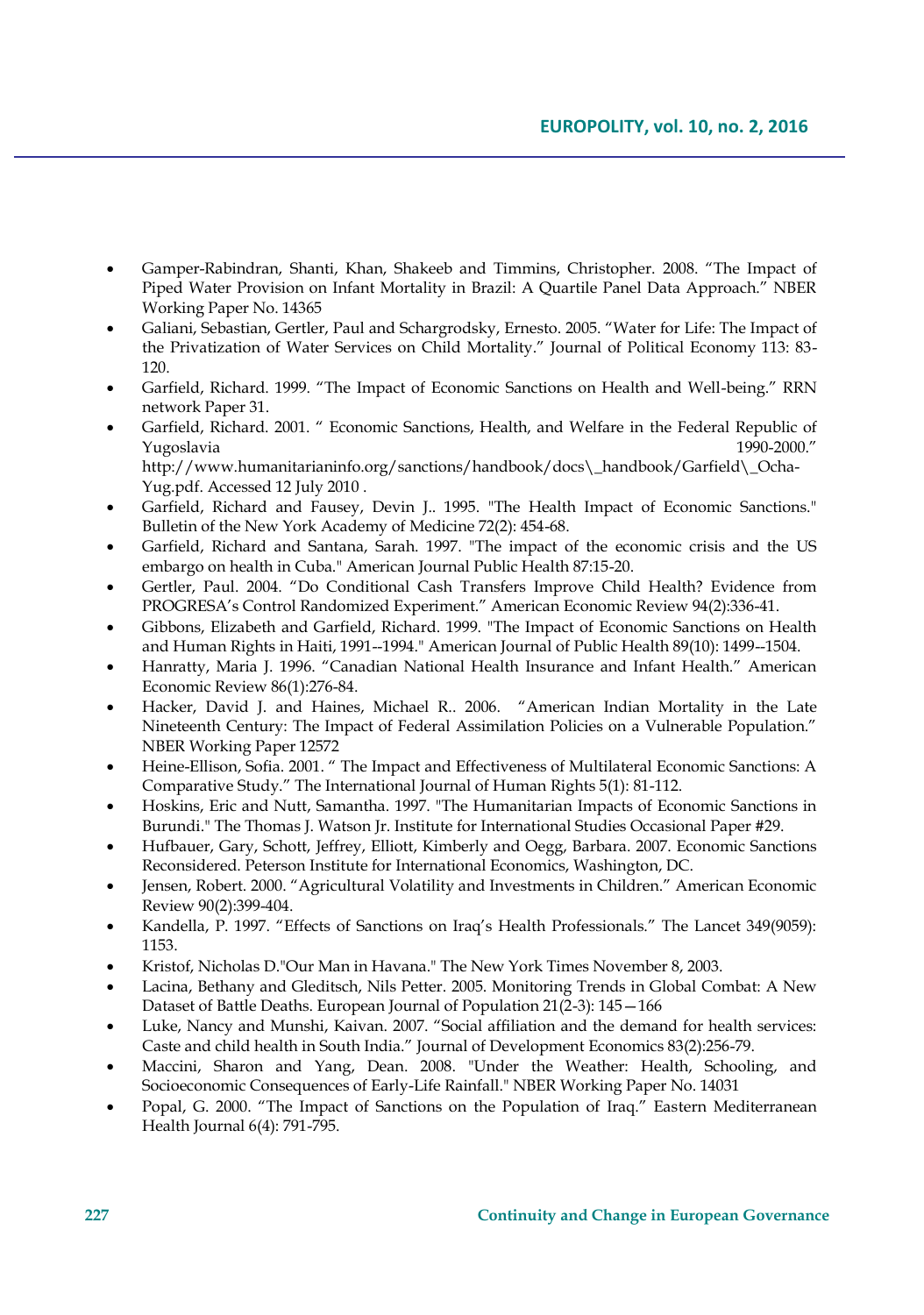- Gamper-Rabindran, Shanti, Khan, Shakeeb and Timmins, Christopher. 2008. "The Impact of Piped Water Provision on Infant Mortality in Brazil: A Quartile Panel Data Approach." NBER Working Paper No. 14365
- Galiani, Sebastian, Gertler, Paul and Schargrodsky, Ernesto. 2005. "Water for Life: The Impact of the Privatization of Water Services on Child Mortality." Journal of Political Economy 113: 83-120.
- Garfield, Richard. 1999. "The Impact of Economic Sanctions on Health and Well-being." RRN network Paper 31.
- Garfield, Richard. 2001. " Economic Sanctions, Health, and Welfare in the Federal Republic of Yugoslavia 1990-2000." http://www.humanitarianinfo.org/sanctions/handbook/docs\_handbook/Garfield\_Ocha-Yug.pdf. Accessed 12 July 2010 .
- Garfield, Richard and Fausey, Devin J.. 1995. "The Health Impact of Economic Sanctions." Bulletin of the New York Academy of Medicine 72(2): 454-68.
- Garfield, Richard and Santana, Sarah. 1997. "The impact of the economic crisis and the US embargo on health in Cuba." American Journal Public Health 87:15-20.
- Gertler, Paul. 2004. "Do Conditional Cash Transfers Improve Child Health? Evidence from PROGRESA's Control Randomized Experiment." American Economic Review 94(2):336-41.
- Gibbons, Elizabeth and Garfield, Richard. 1999. "The Impact of Economic Sanctions on Health and Human Rights in Haiti, 1991--1994." American Journal of Public Health 89(10): 1499--1504.
- Hanratty, Maria J. 1996. "Canadian National Health Insurance and Infant Health." American Economic Review 86(1):276-84.
- Hacker, David J. and Haines, Michael R.. 2006. "American Indian Mortality in the Late Nineteenth Century: The Impact of Federal Assimilation Policies on a Vulnerable Population." NBER Working Paper 12572
- Heine-Ellison, Sofia. 2001. " The Impact and Effectiveness of Multilateral Economic Sanctions: A Comparative Study." The International Journal of Human Rights 5(1): 81-112.
- Hoskins, Eric and Nutt, Samantha. 1997. "The Humanitarian Impacts of Economic Sanctions in Burundi." The Thomas J. Watson Jr. Institute for International Studies Occasional Paper #29.
- Hufbauer, Gary, Schott, Jeffrey, Elliott, Kimberly and Oegg, Barbara. 2007. Economic Sanctions Reconsidered. Peterson Institute for International Economics, Washington, DC.
- Jensen, Robert. 2000. "Agricultural Volatility and Investments in Children." American Economic Review 90(2):399-404.
- Kandella, P. 1997. "Effects of Sanctions on Iraq's Health Professionals." The Lancet 349(9059): 1153.
- Kristof, Nicholas D."Our Man in Havana." The New York Times November 8, 2003.
- Lacina, Bethany and Gleditsch, Nils Petter. 2005. Monitoring Trends in Global Combat: A New Dataset of Battle Deaths. European Journal of Population 21(2-3): 145—166
- Luke, Nancy and Munshi, Kaivan. 2007. "Social affiliation and the demand for health services: Caste and child health in South India." Journal of Development Economics 83(2):256-79.
- Maccini, Sharon and Yang, Dean. 2008. "Under the Weather: Health, Schooling, and Socioeconomic Consequences of Early-Life Rainfall." NBER Working Paper No. 14031
- Popal, G. 2000. "The Impact of Sanctions on the Population of Iraq." Eastern Mediterranean Health Journal 6(4): 791-795.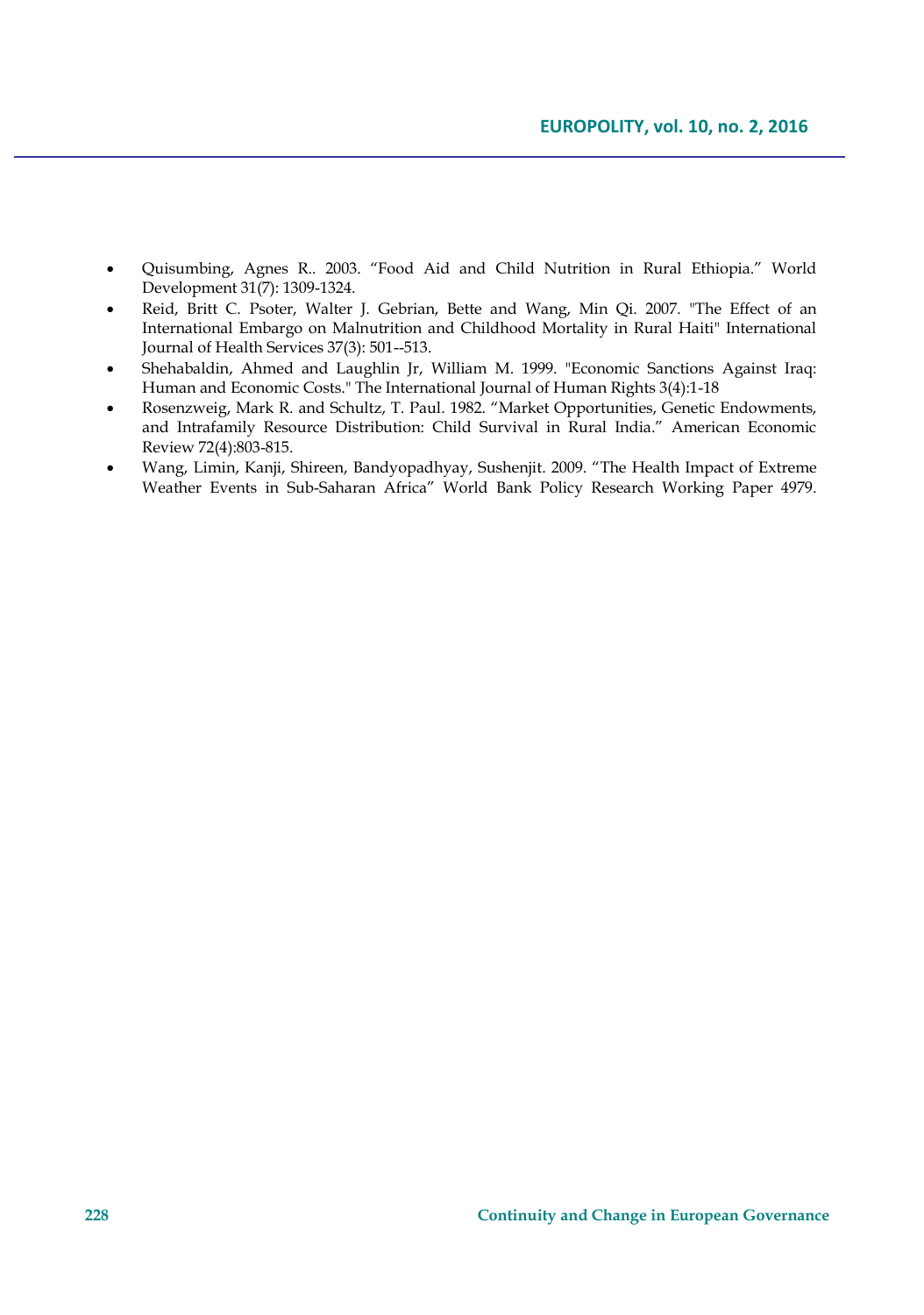- Quisumbing, Agnes R.. 2003. "Food Aid and Child Nutrition in Rural Ethiopia." World Development 31(7): 1309-1324.
- Reid, Britt C. Psoter, Walter J. Gebrian, Bette and Wang, Min Qi. 2007. "The Effect of an International Embargo on Malnutrition and Childhood Mortality in Rural Haiti" International Journal of Health Services 37(3): 501--513.
- Shehabaldin, Ahmed and Laughlin Jr, William M. 1999. "Economic Sanctions Against Iraq: Human and Economic Costs." The International Journal of Human Rights 3(4):1-18
- Rosenzweig, Mark R. and Schultz, T. Paul. 1982. "Market Opportunities, Genetic Endowments, and Intrafamily Resource Distribution: Child Survival in Rural India." American Economic Review 72(4):803-815.
- Wang, Limin, Kanji, Shireen, Bandyopadhyay, Sushenjit. 2009. "The Health Impact of Extreme Weather Events in Sub-Saharan Africa" World Bank Policy Research Working Paper 4979.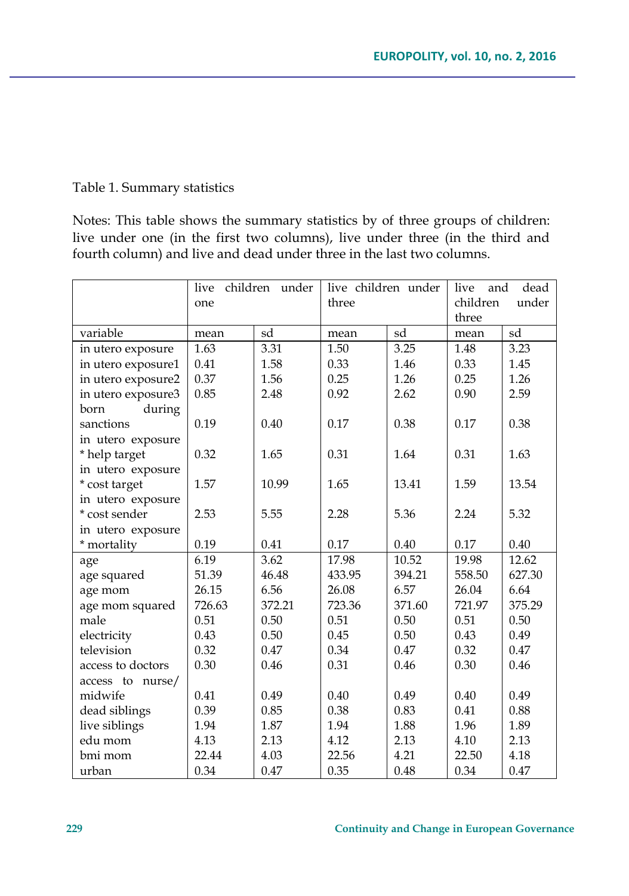Table 1. Summary statistics

Notes: This table shows the summary statistics by of three groups of children: live under one (in the first two columns), live under three (in the third and fourth column) and live and dead under three in the last two columns.

| | live children under one | | live children under three | | live and dead children under three | |
|---|---|---|---|---|---|---|
| variable | mean | sd | mean | sd | mean | sd |
| in utero exposure | 1.63 | 3.31 | 1.50 | 3.25 | 1.48 | 3.23 |
| in utero exposure1 | 0.41 | 1.58 | 0.33 | 1.46 | 0.33 | 1.45 |
| in utero exposure2 | 0.37 | 1.56 | 0.25 | 1.26 | 0.25 | 1.26 |
| in utero exposure3 | 0.85 | 2.48 | 0.92 | 2.62 | 0.90 | 2.59 |
| born during sanctions | 0.19 | 0.40 | 0.17 | 0.38 | 0.17 | 0.38 |
| in utero exposure * help target | 0.32 | 1.65 | 0.31 | 1.64 | 0.31 | 1.63 |
| in utero exposure * cost target | 1.57 | 10.99 | 1.65 | 13.41 | 1.59 | 13.54 |
| in utero exposure * cost sender | 2.53 | 5.55 | 2.28 | 5.36 | 2.24 | 5.32 |
| in utero exposure * mortality | 0.19 | 0.41 | 0.17 | 0.40 | 0.17 | 0.40 |
| age | 6.19 | 3.62 | 17.98 | 10.52 | 19.98 | 12.62 |
| age squared | 51.39 | 46.48 | 433.95 | 394.21 | 558.50 | 627.30 |
| age mom | 26.15 | 6.56 | 26.08 | 6.57 | 26.04 | 6.64 |
| age mom squared | 726.63 | 372.21 | 723.36 | 371.60 | 721.97 | 375.29 |
| male | 0.51 | 0.50 | 0.51 | 0.50 | 0.51 | 0.50 |
| electricity | 0.43 | 0.50 | 0.45 | 0.50 | 0.43 | 0.49 |
| television | 0.32 | 0.47 | 0.34 | 0.47 | 0.32 | 0.47 |
| access to doctors | 0.30 | 0.46 | 0.31 | 0.46 | 0.30 | 0.46 |
| access to nurse/ midwife | 0.41 | 0.49 | 0.40 | 0.49 | 0.40 | 0.49 |
| dead siblings | 0.39 | 0.85 | 0.38 | 0.83 | 0.41 | 0.88 |
| live siblings | 1.94 | 1.87 | 1.94 | 1.88 | 1.96 | 1.89 |
| edu mom | 4.13 | 2.13 | 4.12 | 2.13 | 4.10 | 2.13 |
| bmi mom | 22.44 | 4.03 | 22.56 | 4.21 | 22.50 | 4.18 |
| urban | 0.34 | 0.47 | 0.35 | 0.48 | 0.34 | 0.47 |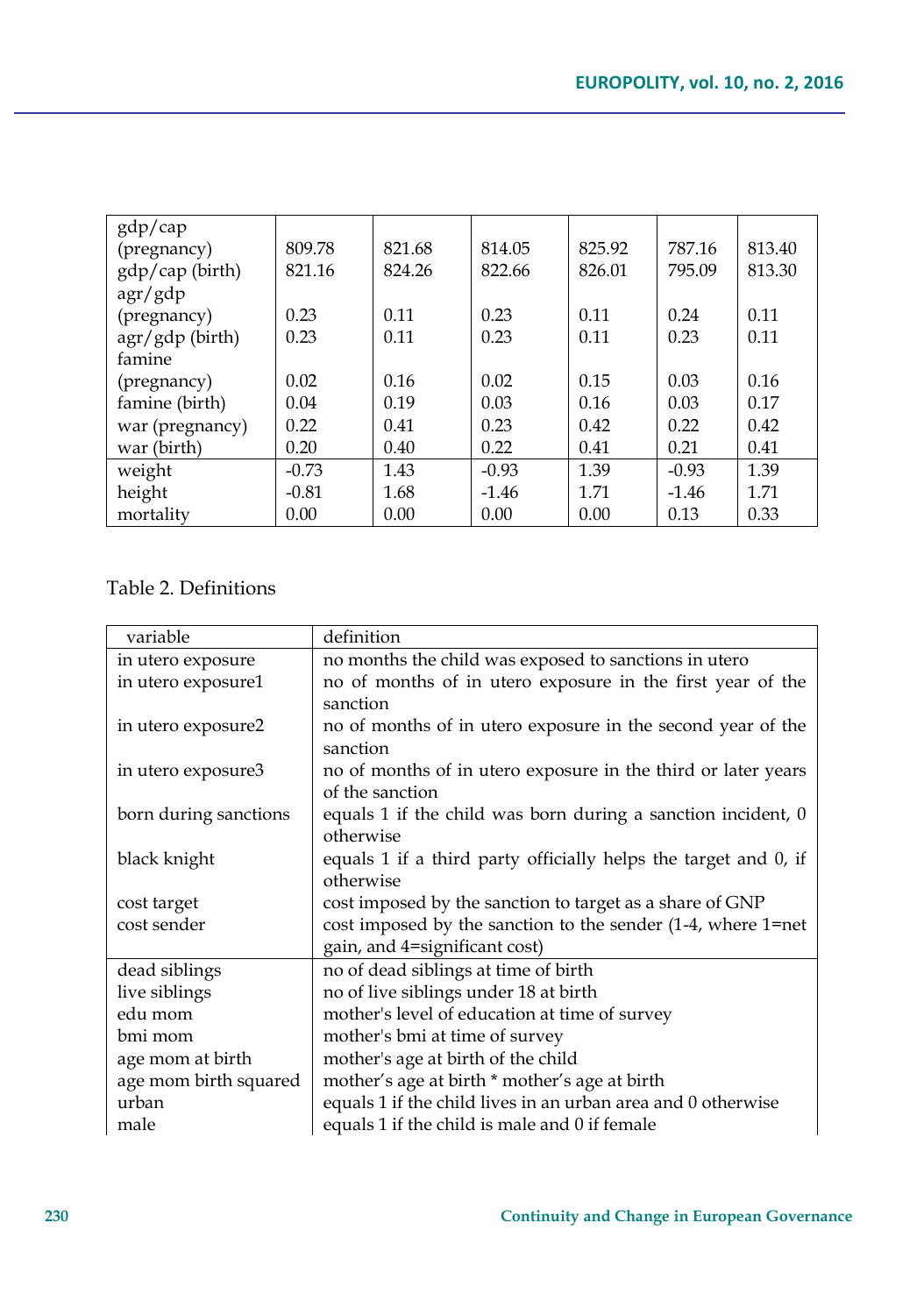| | | | | | | |
|---|---|---|---|---|---|---|
| gdp/cap (pregnancy) | 809.78 | 821.68 | 814.05 | 825.92 | 787.16 | 813.40 |
| gdp/cap (birth) | 821.16 | 824.26 | 822.66 | 826.01 | 795.09 | 813.30 |
| agr/gdp (pregnancy) | 0.23 | 0.11 | 0.23 | 0.11 | 0.24 | 0.11 |
| agr/gdp (birth) | 0.23 | 0.11 | 0.23 | 0.11 | 0.23 | 0.11 |
| famine (pregnancy) | 0.02 | 0.16 | 0.02 | 0.15 | 0.03 | 0.16 |
| famine (birth) | 0.04 | 0.19 | 0.03 | 0.16 | 0.03 | 0.17 |
| war (pregnancy) | 0.22 | 0.41 | 0.23 | 0.42 | 0.22 | 0.42 |
| war (birth) | 0.20 | 0.40 | 0.22 | 0.41 | 0.21 | 0.41 |
| weight | -0.73 | 1.43 | -0.93 | 1.39 | -0.93 | 1.39 |
| height | -0.81 | 1.68 | -1.46 | 1.71 | -1.46 | 1.71 |
| mortality | 0.00 | 0.00 | 0.00 | 0.00 | 0.13 | 0.33 |

Table 2. Definitions

| variable | definition |
|---|---|
| in utero exposure | no months the child was exposed to sanctions in utero |
| in utero exposure1 | no of months of in utero exposure in the first year of the sanction |
| in utero exposure2 | no of months of in utero exposure in the second year of the sanction |
| in utero exposure3 | no of months of in utero exposure in the third or later years of the sanction |
| born during sanctions | equals 1 if the child was born during a sanction incident, 0 otherwise |
| black knight | equals 1 if a third party officially helps the target and 0, if otherwise |
| cost target | cost imposed by the sanction to target as a share of GNP |
| cost sender | cost imposed by the sanction to the sender (1-4, where 1=net gain, and 4=significant cost) |
| dead siblings | no of dead siblings at time of birth |
| live siblings | no of live siblings under 18 at birth |
| edu mom | mother's level of education at time of survey |
| bmi mom | mother's bmi at time of survey |
| age mom at birth | mother's age at birth of the child |
| age mom birth squared | mother's age at birth * mother's age at birth |
| urban | equals 1 if the child lives in an urban area and 0 otherwise |
| male | equals 1 if the child is male and 0 if female |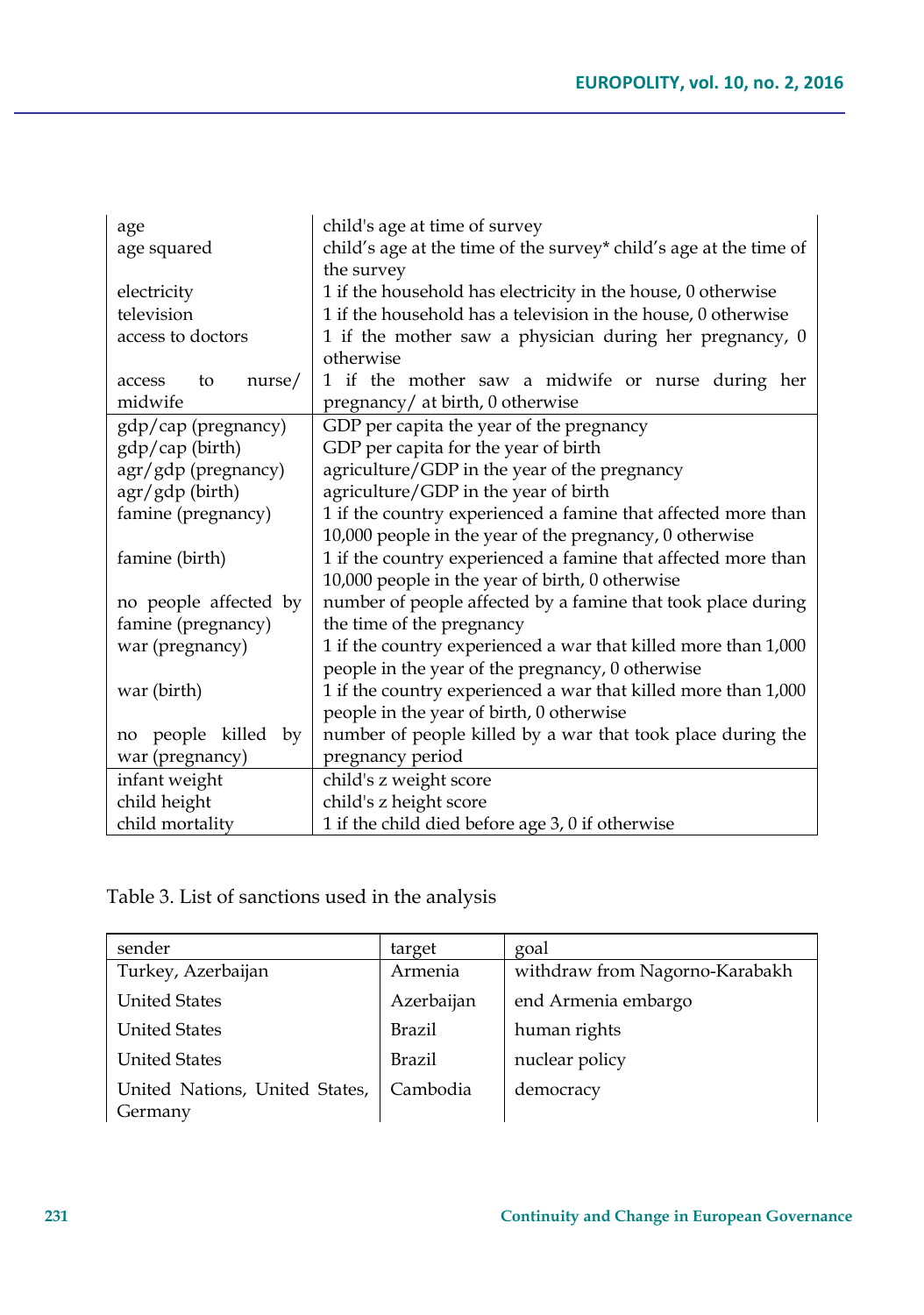| | |
|---|---|
| age | child's age at time of survey |
| age squared | child's age at the time of the survey* child's age at the time of the survey |
| electricity | 1 if the household has electricity in the house, 0 otherwise |
| television | 1 if the household has a television in the house, 0 otherwise |
| access to doctors | 1 if the mother saw a physician during her pregnancy, 0 otherwise |
| access to nurse/ midwife | 1 if the mother saw a midwife or nurse during her pregnancy/ at birth, 0 otherwise |
| gdp/cap (pregnancy) | GDP per capita the year of the pregnancy |
| gdp/cap (birth) | GDP per capita for the year of birth |
| agr/gdp (pregnancy) | agriculture/GDP in the year of the pregnancy |
| agr/gdp (birth) | agriculture/GDP in the year of birth |
| famine (pregnancy) | 1 if the country experienced a famine that affected more than 10,000 people in the year of the pregnancy, 0 otherwise |
| famine (birth) | 1 if the country experienced a famine that affected more than 10,000 people in the year of birth, 0 otherwise |
| no people affected by famine (pregnancy) | number of people affected by a famine that took place during the time of the pregnancy |
| war (pregnancy) | 1 if the country experienced a war that killed more than 1,000 people in the year of the pregnancy, 0 otherwise |
| war (birth) | 1 if the country experienced a war that killed more than 1,000 people in the year of birth, 0 otherwise |
| no people killed by war (pregnancy) | number of people killed by a war that took place during the pregnancy period |
| infant weight | child's z weight score |
| child height | child's z height score |
| child mortality | 1 if the child died before age 3, 0 if otherwise |

Table 3. List of sanctions used in the analysis

| sender | target | goal |
|---|---|---|
| Turkey, Azerbaijan | Armenia | withdraw from Nagorno-Karabakh |
| United States | Azerbaijan | end Armenia embargo |
| United States | Brazil | human rights |
| United States | Brazil | nuclear policy |
| United Nations, United States, Germany | Cambodia | democracy |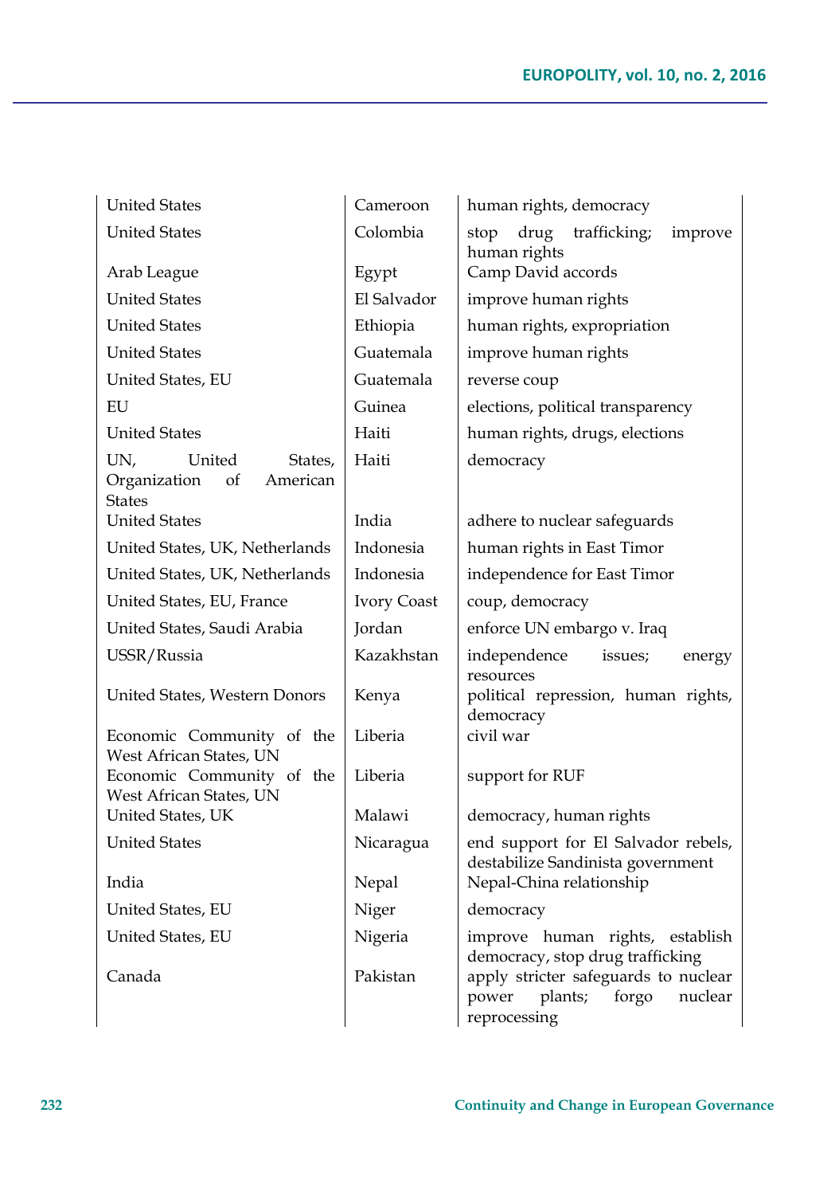| | | |
|---|---|---|
| United States | Cameroon | human rights, democracy |
| United States | Colombia | stop drug trafficking; improve human rights |
| Arab League | Egypt | Camp David accords |
| United States | El Salvador | improve human rights |
| United States | Ethiopia | human rights, expropriation |
| United States | Guatemala | improve human rights |
| United States, EU | Guatemala | reverse coup |
| EU | Guinea | elections, political transparency |
| United States | Haiti | human rights, drugs, elections |
| UN, United States, Organization of American States | Haiti | democracy |
| United States | India | adhere to nuclear safeguards |
| United States, UK, Netherlands | Indonesia | human rights in East Timor |
| United States, UK, Netherlands | Indonesia | independence for East Timor |
| United States, EU, France | Ivory Coast | coup, democracy |
| United States, Saudi Arabia | Jordan | enforce UN embargo v. Iraq |
| USSR/Russia | Kazakhstan | independence issues; energy resources |
| United States, Western Donors | Kenya | political repression, human rights, democracy |
| Economic Community of the West African States, UN | Liberia | civil war |
| Economic Community of the West African States, UN | Liberia | support for RUF |
| United States, UK | Malawi | democracy, human rights |
| United States | Nicaragua | end support for El Salvador rebels, destabilize Sandinista government |
| India | Nepal | Nepal-China relationship |
| United States, EU | Niger | democracy |
| United States, EU | Nigeria | improve human rights, establish democracy, stop drug trafficking |
| Canada | Pakistan | apply stricter safeguards to nuclear power plants; forgo nuclear reprocessing |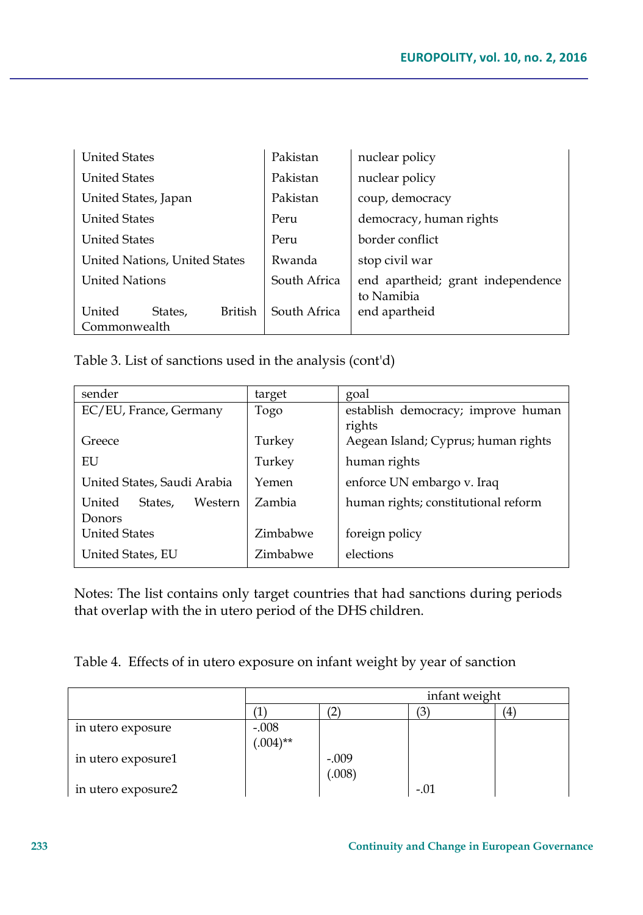| | | |
|---|---|---|
| United States | Pakistan | nuclear policy |
| United States | Pakistan | nuclear policy |
| United States, Japan | Pakistan | coup, democracy |
| United States | Peru | democracy, human rights |
| United States | Peru | border conflict |
| United Nations, United States | Rwanda | stop civil war |
| United Nations | South Africa | end apartheid; grant independence to Namibia |
| United States, British Commonwealth | South Africa | end apartheid |

Table 3. List of sanctions used in the analysis (cont'd)

| sender | target | goal |
|---|---|---|
| EC/EU, France, Germany | Togo | establish democracy; improve human rights |
| Greece | Turkey | Aegean Island; Cyprus; human rights |
| EU | Turkey | human rights |
| United States, Saudi Arabia | Yemen | enforce UN embargo v. Iraq |
| United States, Western Donors | Zambia | human rights; constitutional reform |
| United States | Zimbabwe | foreign policy |
| United States, EU | Zimbabwe | elections |

Notes: The list contains only target countries that had sanctions during periods that overlap with the in utero period of the DHS children.

Table 4. Effects of in utero exposure on infant weight by year of sanction

| | infant weight | | | |
|---|---|---|---|---|
| | (1) | (2) | (3) | (4) |
| in utero exposure | -.008 (.004)** | | | |
| in utero exposure1 | | -.009 (.008) | | |
| in utero exposure2 | | | -.01 | |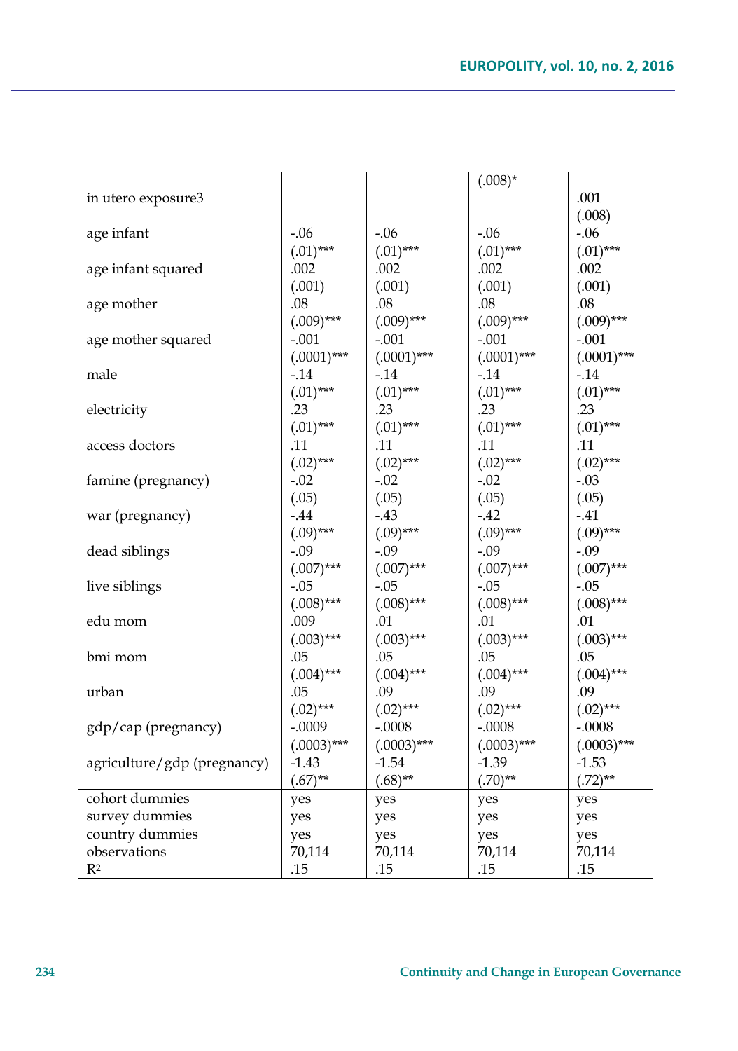| | | | | |
|---|---|---|---|---|
| | | | (.008)* | |
| in utero exposure3 | | | | .001 |
| | | | | (.008) |
| age infant | -.06 | -.06 | -.06 | -.06 |
| | (.01)*** | (.01)*** | (.01)*** | (.01)*** |
| age infant squared | .002 | .002 | .002 | .002 |
| | (.001) | (.001) | (.001) | (.001) |
| age mother | .08 | .08 | .08 | .08 |
| | (.009)*** | (.009)*** | (.009)*** | (.009)*** |
| age mother squared | -.001 | -.001 | -.001 | -.001 |
| | (.0001)*** | (.0001)*** | (.0001)*** | (.0001)*** |
| male | -.14 | -.14 | -.14 | -.14 |
| | (.01)*** | (.01)*** | (.01)*** | (.01)*** |
| electricity | .23 | .23 | .23 | .23 |
| | (.01)*** | (.01)*** | (.01)*** | (.01)*** |
| access doctors | .11 | .11 | .11 | .11 |
| | (.02)*** | (.02)*** | (.02)*** | (.02)*** |
| famine (pregnancy) | -.02 | -.02 | -.02 | -.03 |
| | (.05) | (.05) | (.05) | (.05) |
| war (pregnancy) | -.44 | -.43 | -.42 | -.41 |
| | (.09)*** | (.09)*** | (.09)*** | (.09)*** |
| dead siblings | -.09 | -.09 | -.09 | -.09 |
| | (.007)*** | (.007)*** | (.007)*** | (.007)*** |
| live siblings | -.05 | -.05 | -.05 | -.05 |
| | (.008)*** | (.008)*** | (.008)*** | (.008)*** |
| edu mom | .009 | .01 | .01 | .01 |
| | (.003)*** | (.003)*** | (.003)*** | (.003)*** |
| bmi mom | .05 | .05 | .05 | .05 |
| | (.004)*** | (.004)*** | (.004)*** | (.004)*** |
| urban | .05 | .09 | .09 | .09 |
| | (.02)*** | (.02)*** | (.02)*** | (.02)*** |
| gdp/cap (pregnancy) | -.0009 | -.0008 | -.0008 | -.0008 |
| | (.0003)*** | (.0003)*** | (.0003)*** | (.0003)*** |
| agriculture/gdp (pregnancy) | -1.43 | -1.54 | -1.39 | -1.53 |
| | (.67)** | (.68)** | (.70)** | (.72)** |
| cohort dummies | yes | yes | yes | yes |
| survey dummies | yes | yes | yes | yes |
| country dummies | yes | yes | yes | yes |
| observations | 70,114 | 70,114 | 70,114 | 70,114 |
| $R^2$ | .15 | .15 | .15 | .15 |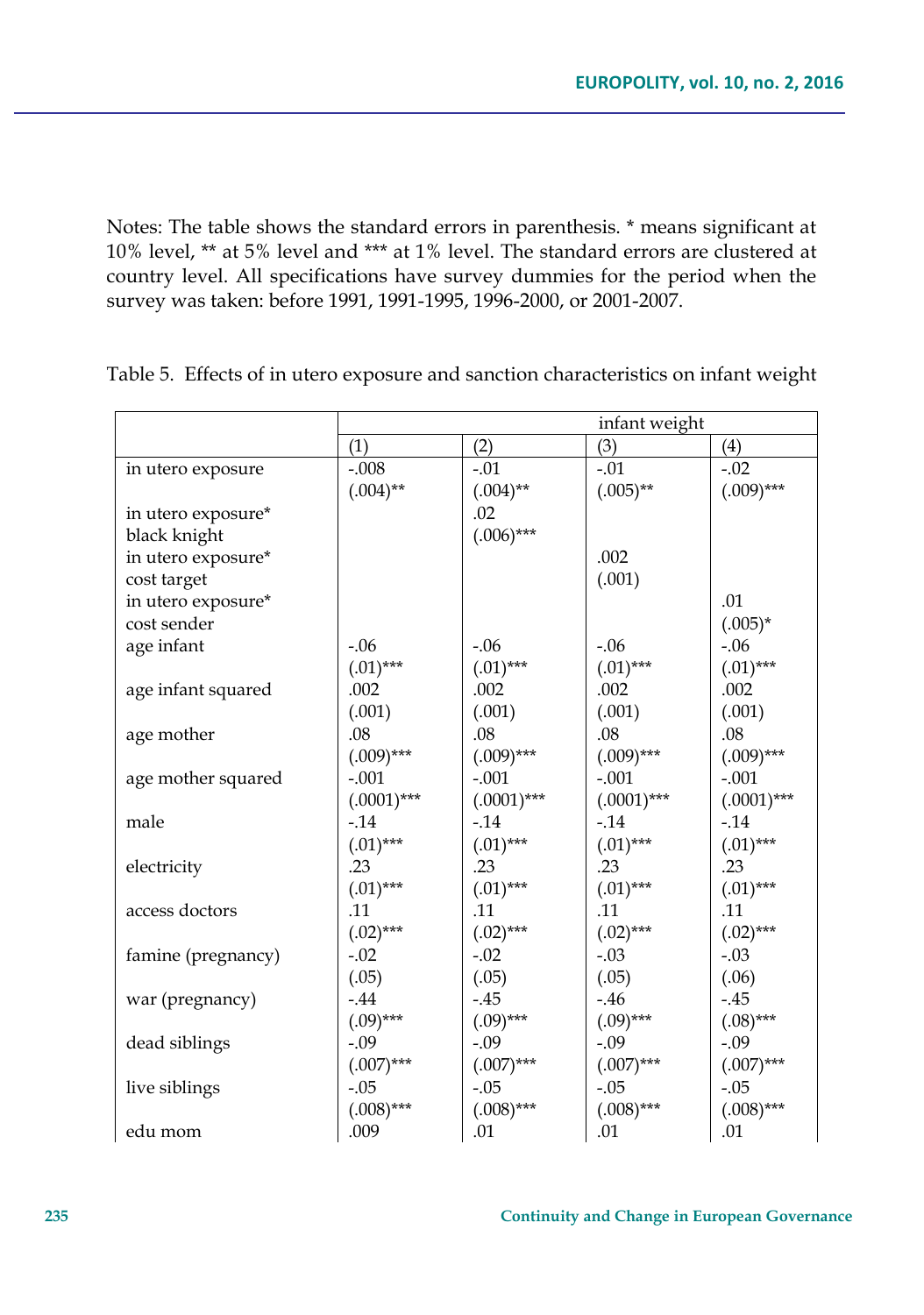Notes: The table shows the standard errors in parenthesis. * means significant at 10% level, ** at 5% level and *** at 1% level. The standard errors are clustered at country level. All specifications have survey dummies for the period when the survey was taken: before 1991, 1991-1995, 1996-2000, or 2001-2007.

Table 5. Effects of in utero exposure and sanction characteristics on infant weight

| | infant weight | | | |
|---|---|---|---|---|
| | (1) | (2) | (3) | (4) |
| in utero exposure | -.008 | -.01 | -.01 | -.02 |
| | (.004)** | (.004)** | (.005)** | (.009)*** |
| in utero exposure* black knight | | .02 | | |
| | | (.006)*** | | |
| in utero exposure* cost target | | | .002 | |
| | | | (.001) | |
| in utero exposure* cost sender | | | | .01 |
| | | | | (.005)* |
| age infant | -.06 | -.06 | -.06 | -.06 |
| | (.01)*** | (.01)*** | (.01)*** | (.01)*** |
| age infant squared | .002 | .002 | .002 | .002 |
| | (.001) | (.001) | (.001) | (.001) |
| age mother | .08 | .08 | .08 | .08 |
| | (.009)*** | (.009)*** | (.009)*** | (.009)*** |
| age mother squared | -.001 | -.001 | -.001 | -.001 |
| | (.0001)*** | (.0001)*** | (.0001)*** | (.0001)*** |
| male | -.14 | -.14 | -.14 | -.14 |
| | (.01)*** | (.01)*** | (.01)*** | (.01)*** |
| electricity | .23 | .23 | .23 | .23 |
| | (.01)*** | (.01)*** | (.01)*** | (.01)*** |
| access doctors | .11 | .11 | .11 | .11 |
| | (.02)*** | (.02)*** | (.02)*** | (.02)*** |
| famine (pregnancy) | -.02 | -.02 | -.03 | -.03 |
| | (.05) | (.05) | (.05) | (.06) |
| war (pregnancy) | -.44 | -.45 | -.46 | -.45 |
| | (.09)*** | (.09)*** | (.09)*** | (.08)*** |
| dead siblings | -.09 | -.09 | -.09 | -.09 |
| | (.007)*** | (.007)*** | (.007)*** | (.007)*** |
| live siblings | -.05 | -.05 | -.05 | -.05 |
| | (.008)*** | (.008)*** | (.008)*** | (.008)*** |
| edu mom | .009 | .01 | .01 | .01 |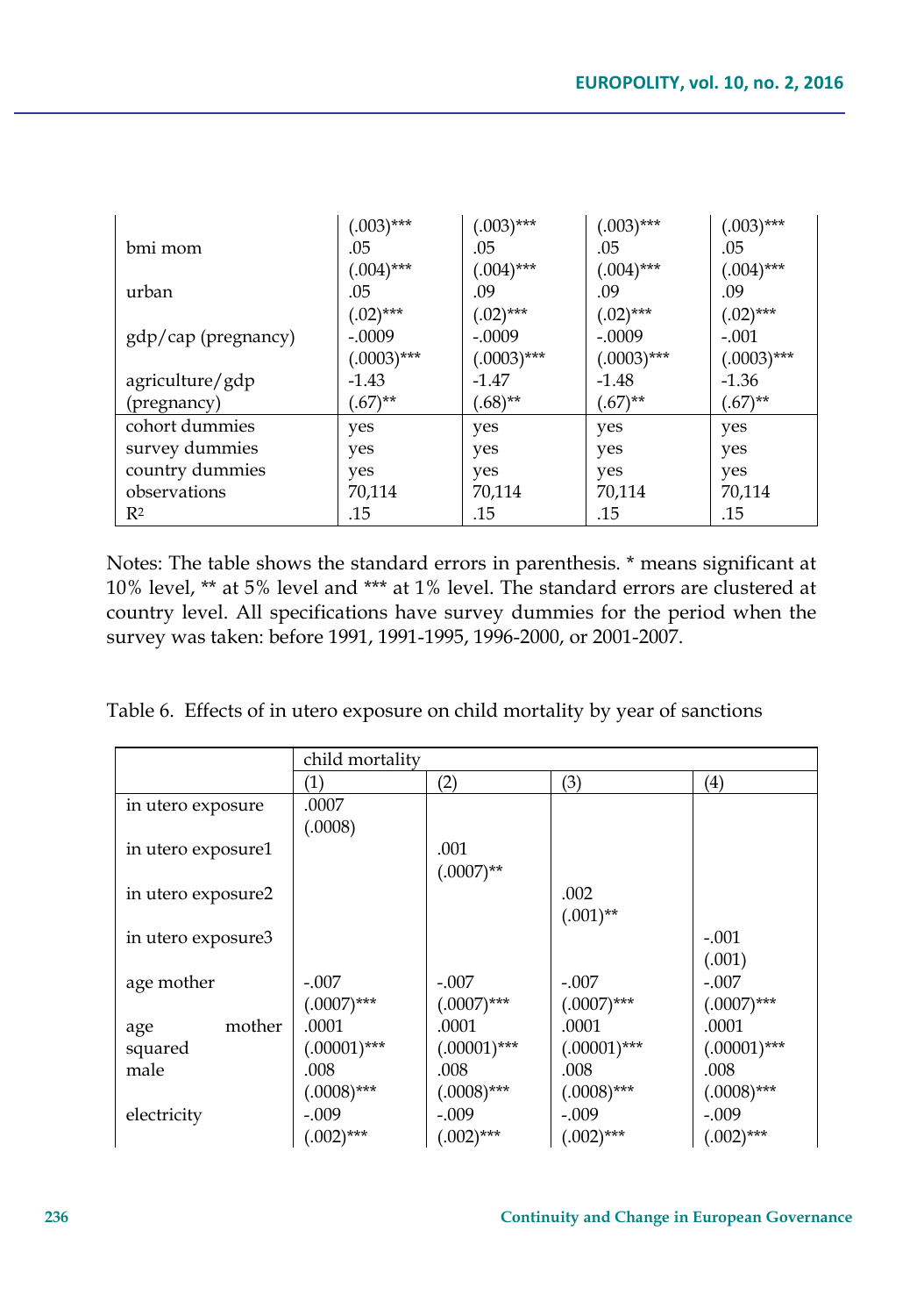| | | | | |
|---|---|---|---|---|
| | (.003)*** | (.003)*** | (.003)*** | (.003)*** |
| bmi mom | .05 | .05 | .05 | .05 |
| | (.004)*** | (.004)*** | (.004)*** | (.004)*** |
| urban | .05 | .09 | .09 | .09 |
| | (.02)*** | (.02)*** | (.02)*** | (.02)*** |
| gdp/cap (pregnancy) | -.0009 | -.0009 | -.0009 | -.001 |
| | (.0003)*** | (.0003)*** | (.0003)*** | (.0003)*** |
| agriculture/gdp (pregnancy) | -1.43 | -1.47 | -1.48 | -1.36 |
| | (.67)** | (.68)** | (.67)** | (.67)** |
| cohort dummies | yes | yes | yes | yes |
| survey dummies | yes | yes | yes | yes |
| country dummies | yes | yes | yes | yes |
| observations | 70,114 | 70,114 | 70,114 | 70,114 |
| $R^2$ | .15 | .15 | .15 | .15 |

Notes: The table shows the standard errors in parenthesis. * means significant at 10% level, ** at 5% level and *** at 1% level. The standard errors are clustered at country level. All specifications have survey dummies for the period when the survey was taken: before 1991, 1991-1995, 1996-2000, or 2001-2007.

Table 6. Effects of in utero exposure on child mortality by year of sanctions

| | child mortality | | | |
|---|---|---|---|---|
| | (1) | (2) | (3) | (4) |
| in utero exposure | .0007 | | | |
| | (.0008) | | | |
| in utero exposure1 | | .001 | | |
| | | (.0007)** | | |
| in utero exposure2 | | | .002 | |
| | | | (.001)** | |
| in utero exposure3 | | | | -.001 |
| | | | | (.001) |
| age mother | -.007 | -.007 | -.007 | -.007 |
| | (.0007)*** | (.0007)*** | (.0007)*** | (.0007)*** |
| age mother squared | .0001 | .0001 | .0001 | .0001 |
| | (.00001)*** | (.00001)*** | (.00001)*** | (.00001)*** |
| male | .008 | .008 | .008 | .008 |
| | (.0008)*** | (.0008)*** | (.0008)*** | (.0008)*** |
| electricity | -.009 | -.009 | -.009 | -.009 |
| | (.002)*** | (.002)*** | (.002)*** | (.002)*** |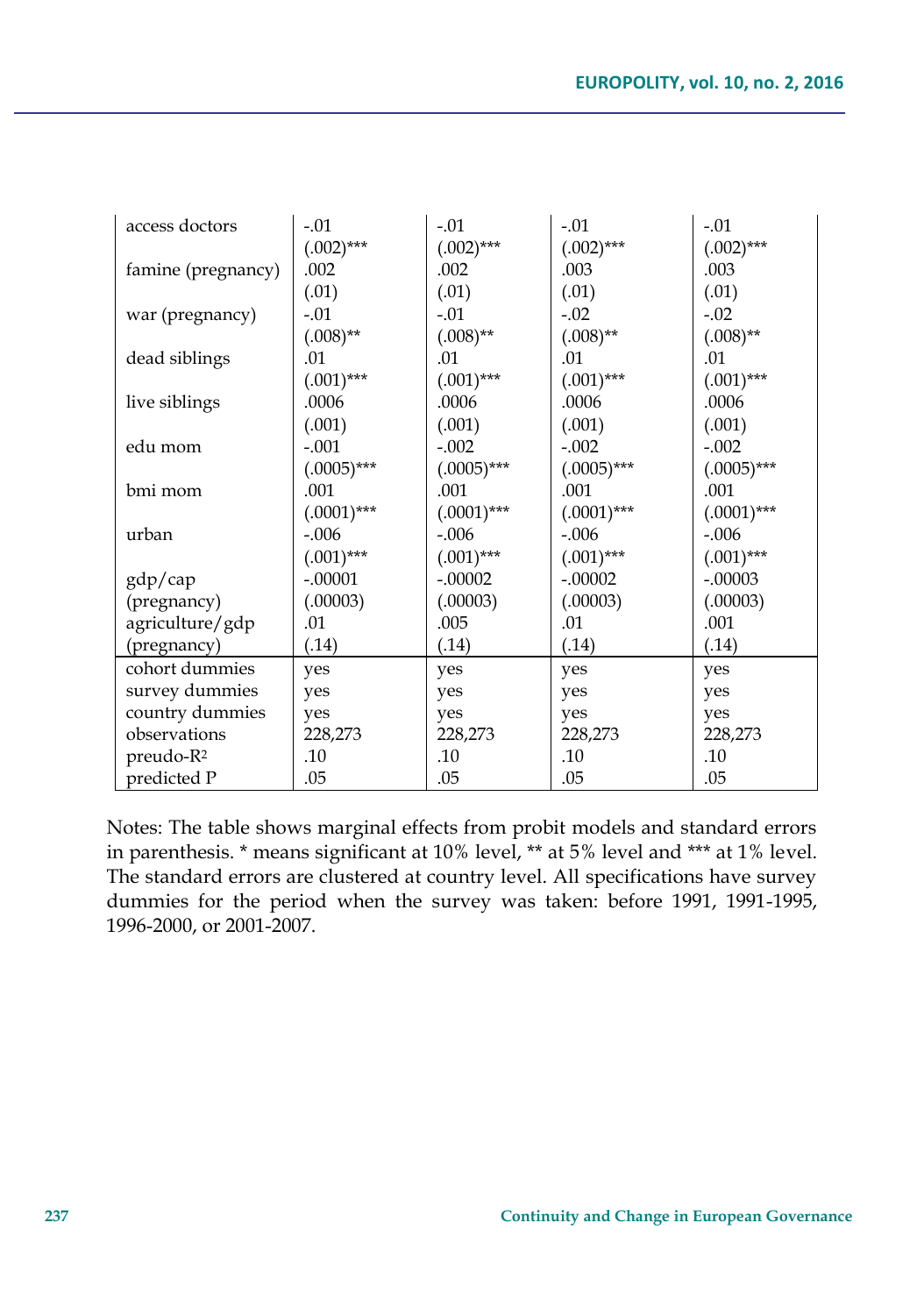| | | | | |
|---|---|---|---|---|
| access doctors | -.01 | -.01 | -.01 | -.01 |
| | (.002)*** | (.002)*** | (.002)*** | (.002)*** |
| famine (pregnancy) | .002 | .002 | .003 | .003 |
| | (.01) | (.01) | (.01) | (.01) |
| war (pregnancy) | -.01 | -.01 | -.02 | -.02 |
| | (.008)** | (.008)** | (.008)** | (.008)** |
| dead siblings | .01 | .01 | .01 | .01 |
| | (.001)*** | (.001)*** | (.001)*** | (.001)*** |
| live siblings | .0006 | .0006 | .0006 | .0006 |
| | (.001) | (.001) | (.001) | (.001) |
| edu mom | -.001 | -.002 | -.002 | -.002 |
| | (.0005)*** | (.0005)*** | (.0005)*** | (.0005)*** |
| bmi mom | .001 | .001 | .001 | .001 |
| | (.0001)*** | (.0001)*** | (.0001)*** | (.0001)*** |
| urban | -.006 | -.006 | -.006 | -.006 |
| | (.001)*** | (.001)*** | (.001)*** | (.001)*** |
| gdp/cap | -.00001 | -.00002 | -.00002 | -.00003 |
| (pregnancy) | (.00003) | (.00003) | (.00003) | (.00003) |
| agriculture/gdp | .01 | .005 | .01 | .001 |
| (pregnancy) | (.14) | (.14) | (.14) | (.14) |
| cohort dummies | yes | yes | yes | yes |
| survey dummies | yes | yes | yes | yes |
| country dummies | yes | yes | yes | yes |
| observations | 228,273 | 228,273 | 228,273 | 228,273 |
| preudo-$R^2$ | .10 | .10 | .10 | .10 |
| predicted P | .05 | .05 | .05 | .05 |

Notes: The table shows marginal effects from probit models and standard errors in parenthesis. * means significant at 10% level, ** at 5% level and *** at 1% level. The standard errors are clustered at country level. All specifications have survey dummies for the period when the survey was taken: before 1991, 1991-1995, 1996-2000, or 2001-2007.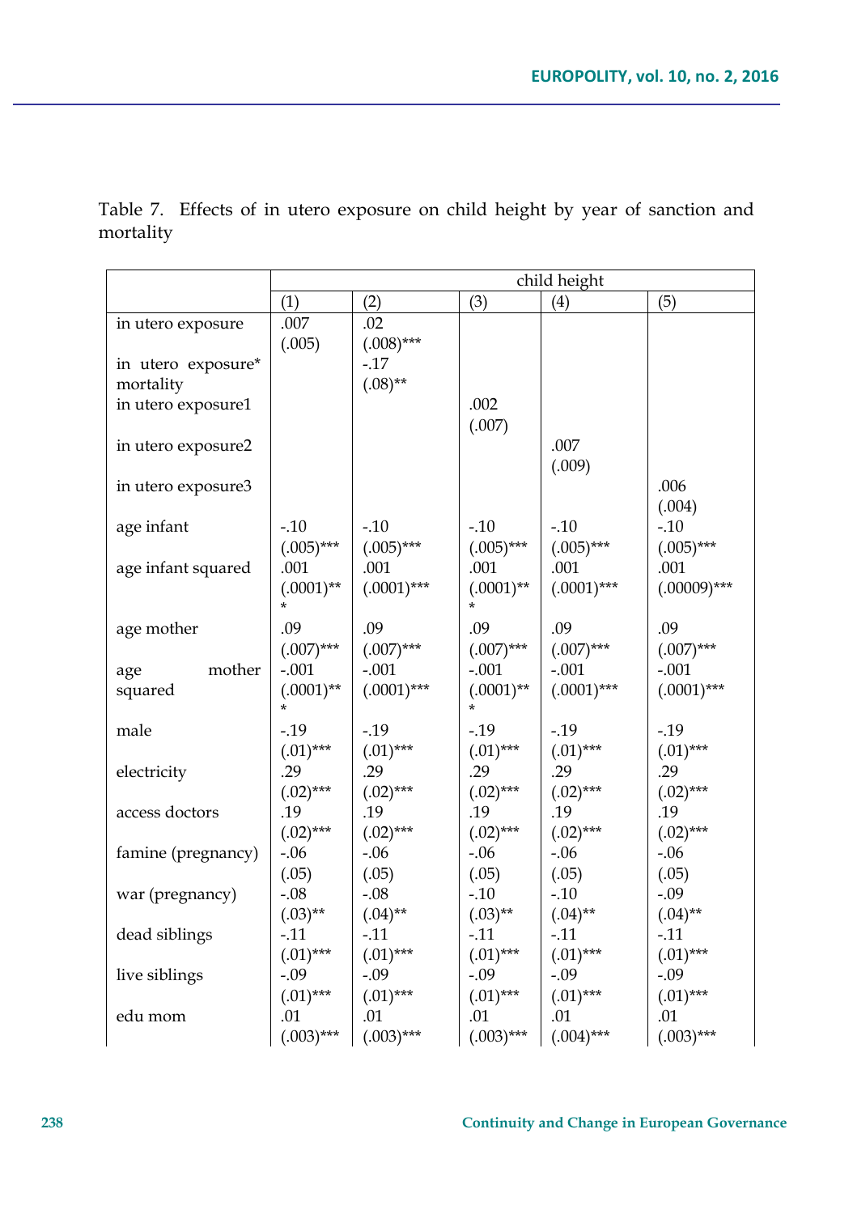Table 7. Effects of in utero exposure on child height by year of sanction and mortality

| | child height | | | | |
|---|---|---|---|---|---|
| | (1) | (2) | (3) | (4) | (5) |
| in utero exposure | .007 (.005) | .02 (.008)*** | | | |
| in utero exposure* mortality | | -.17 (.08)** | | | |
| in utero exposure1 | | | .002 (.007) | | |
| in utero exposure2 | | | | .007 (.009) | |
| in utero exposure3 | | | | | .006 (.004) |
| age infant | -.10 (.005)*** | -.10 (.005)*** | -.10 (.005)*** | -.10 (.005)*** | -.10 (.005)*** |
| age infant squared | .001 (.0001)*** | .001 (.0001)*** | .001 (.0001)*** | .001 (.0001)*** | .001 (.00009)*** |
| age mother | .09 (.007)*** | .09 (.007)*** | .09 (.007)*** | .09 (.007)*** | .09 (.007)*** |
| age mother squared | -.001 (.0001)*** | -.001 (.0001)*** | -.001 (.0001)*** | -.001 (.0001)*** | -.001 (.0001)*** |
| male | -.19 (.01)*** | -.19 (.01)*** | -.19 (.01)*** | -.19 (.01)*** | -.19 (.01)*** |
| electricity | .29 (.02)*** | .29 (.02)*** | .29 (.02)*** | .29 (.02)*** | .29 (.02)*** |
| access doctors | .19 (.02)*** | .19 (.02)*** | .19 (.02)*** | .19 (.02)*** | .19 (.02)*** |
| famine (pregnancy) | -.06 (.05) | -.06 (.05) | -.06 (.05) | -.06 (.05) | -.06 (.05) |
| war (pregnancy) | -.08 (.03)** | -.08 (.04)** | -.10 (.03)** | -.10 (.04)** | -.09 (.04)** |
| dead siblings | -.11 (.01)*** | -.11 (.01)*** | -.11 (.01)*** | -.11 (.01)*** | -.11 (.01)*** |
| live siblings | -.09 (.01)*** | -.09 (.01)*** | -.09 (.01)*** | -.09 (.01)*** | -.09 (.01)*** |
| edu mom | .01 (.003)*** | .01 (.003)*** | .01 (.003)*** | .01 (.004)*** | .01 (.003)*** |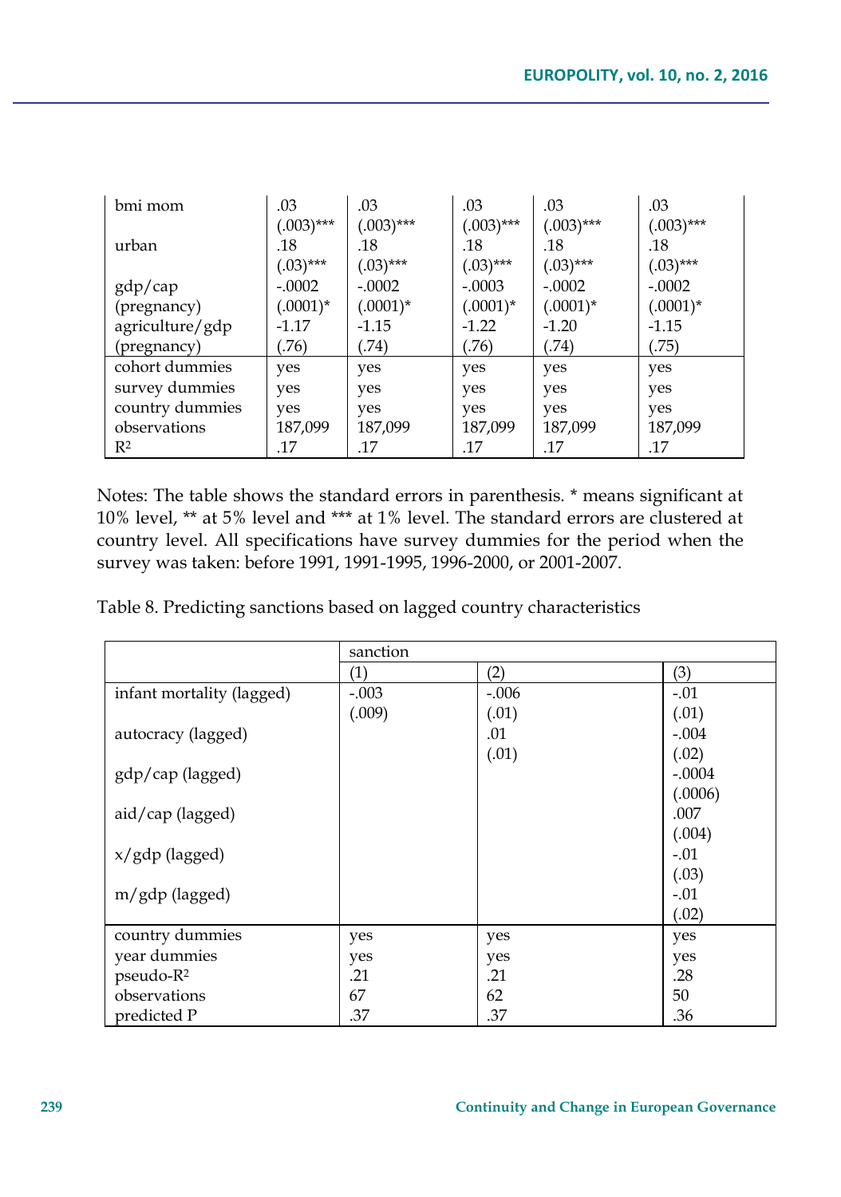| | | | | | |
|---|---|---|---|---|---|
| bmi mom | .03 | .03 | .03 | .03 | .03 |
| | (.003)*** | (.003)*** | (.003)*** | (.003)*** | (.003)*** |
| urban | .18 | .18 | .18 | .18 | .18 |
| | (.03)*** | (.03)*** | (.03)*** | (.03)*** | (.03)*** |
| gdp/cap | -.0002 | -.0002 | -.0003 | -.0002 | -.0002 |
| (pregnancy) | (.0001)* | (.0001)* | (.0001)* | (.0001)* | (.0001)* |
| agriculture/gdp | -1.17 | -1.15 | -1.22 | -1.20 | -1.15 |
| (pregnancy) | (.76) | (.74) | (.76) | (.74) | (.75) |
| cohort dummies | yes | yes | yes | yes | yes |
| survey dummies | yes | yes | yes | yes | yes |
| country dummies | yes | yes | yes | yes | yes |
| observations | 187,099 | 187,099 | 187,099 | 187,099 | 187,099 |
| $R^2$ | .17 | .17 | .17 | .17 | .17 |

Notes: The table shows the standard errors in parenthesis. * means significant at 10% level, ** at 5% level and *** at 1% level. The standard errors are clustered at country level. All specifications have survey dummies for the period when the survey was taken: before 1991, 1991-1995, 1996-2000, or 2001-2007.

Table 8. Predicting sanctions based on lagged country characteristics

| | sanction | | |
|---|---|---|---|
| | (1) | (2) | (3) |
| infant mortality (lagged) | -.003 | -.006 | -.01 |
| | (.009) | (.01) | (.01) |
| autocracy (lagged) | | .01 | -.004 |
| | | (.01) | (.02) |
| gdp/cap (lagged) | | | -.0004 |
| | | | (.0006) |
| aid/cap (lagged) | | | .007 |
| | | | (.004) |
| x/gdp (lagged) | | | -.01 |
| | | | (.03) |
| m/gdp (lagged) | | | -.01 |
| | | | (.02) |
| country dummies | yes | yes | yes |
| year dummies | yes | yes | yes |
| pseudo-$R^2$ | .21 | .21 | .28 |
| observations | 67 | 62 | 50 |
| predicted P | .37 | .37 | .36 |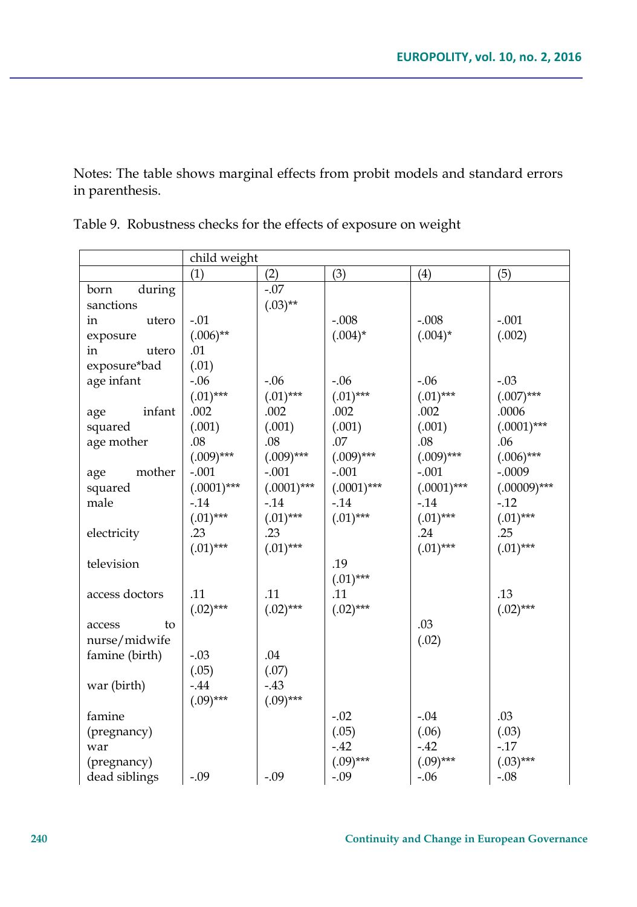Notes: The table shows marginal effects from probit models and standard errors in parenthesis.

Table 9. Robustness checks for the effects of exposure on weight

| | child weight | | | | |
|---|---|---|---|---|---|
| | (1) | (2) | (3) | (4) | (5) |
| born during sanctions | | -.07 (.03)** | | | |
| in utero exposure | -.01 (.006)** | | -.008 (.004)* | -.008 (.004)* | -.001 (.002) |
| in utero exposure*bad | .01 (.01) | | | | |
| age infant | -.06 (.01)*** | -.06 (.01)*** | -.06 (.01)*** | -.06 (.01)*** | -.03 (.007)*** |
| age infant squared | .002 (.001) | .002 (.001) | .002 (.001) | .002 (.001) | .0006 (.0001)*** |
| age mother | .08 (.009)*** | .08 (.009)*** | .07 (.009)*** | .08 (.009)*** | .06 (.006)*** |
| age mother squared | -.001 (.0001)*** | -.001 (.0001)*** | -.001 (.0001)*** | -.001 (.0001)*** | -.0009 (.00009)*** |
| male | -.14 (.01)*** | -.14 (.01)*** | -.14 (.01)*** | -.14 (.01)*** | -.12 (.01)*** |
| electricity | .23 (.01)*** | .23 (.01)*** | | .24 (.01)*** | .25 (.01)*** |
| television | | | .19 (.01)*** | | |
| access doctors | .11 (.02)*** | .11 (.02)*** | .11 (.02)*** | | .13 (.02)*** |
| access to nurse/midwife | | | | .03 (.02) | |
| famine (birth) | -.03 (.05) | .04 (.07) | | | |
| war (birth) | -.44 (.09)*** | -.43 (.09)*** | | | |
| famine (pregnancy) | | | -.02 (.05) | -.04 (.06) | .03 (.03) |
| war (pregnancy) | | | -.42 (.09)*** | -.42 (.09)*** | -.17 (.03)*** |
| dead siblings | -.09 | -.09 | -.09 | -.06 | -.08 |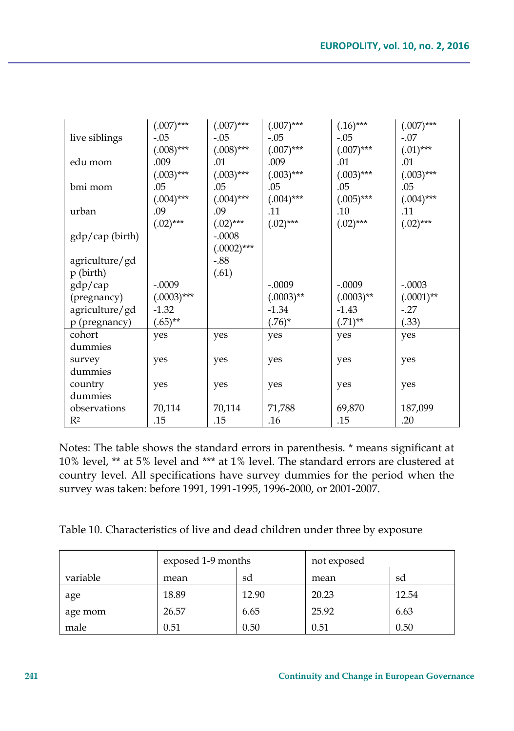| | | | | | |
|---|---|---|---|---|---|
| | (.007)*** | (.007)*** | (.007)*** | (.16)*** | (.007)*** |
| live siblings | -.05 | -.05 | -.05 | -.05 | -.07 |
| | (.008)*** | (.008)*** | (.007)*** | (.007)*** | (.01)*** |
| edu mom | .009 | .01 | .009 | .01 | .01 |
| | (.003)*** | (.003)*** | (.003)*** | (.003)*** | (.003)*** |
| bmi mom | .05 | .05 | .05 | .05 | .05 |
| | (.004)*** | (.004)*** | (.004)*** | (.005)*** | (.004)*** |
| urban | .09 | .09 | .11 | .10 | .11 |
| | (.02)*** | (.02)*** | (.02)*** | (.02)*** | (.02)*** |
| gdp/cap (birth) | | -.0008 | | | |
| | | (.0002)*** | | | |
| agriculture/gdp (birth) | | -.88 | | | |
| | | (.61) | | | |
| gdp/cap (pregnancy) | -.0009 | | -.0009 | -.0009 | -.0003 |
| | (.0003)*** | | (.0003)** | (.0003)** | (.0001)** |
| agriculture/gdp (pregnancy) | -1.32 | | -1.34 | -1.43 | -.27 |
| | (.65)** | | (.76)* | (.71)** | (.33) |
| cohort dummies | yes | yes | yes | yes | yes |
| survey dummies | yes | yes | yes | yes | yes |
| country dummies | yes | yes | yes | yes | yes |
| observations | 70,114 | 70,114 | 71,788 | 69,870 | 187,099 |
| $R^2$ | .15 | .15 | .16 | .15 | .20 |

Notes: The table shows the standard errors in parenthesis. * means significant at 10% level, ** at 5% level and *** at 1% level. The standard errors are clustered at country level. All specifications have survey dummies for the period when the survey was taken: before 1991, 1991-1995, 1996-2000, or 2001-2007.

Table 10. Characteristics of live and dead children under three by exposure

| | exposed 1-9 months | | not exposed | |
|---|---|---|---|---|
| variable | mean | sd | mean | sd |
| age | 18.89 | 12.90 | 20.23 | 12.54 |
| age mom | 26.57 | 6.65 | 25.92 | 6.63 |
| male | 0.51 | 0.50 | 0.51 | 0.50 |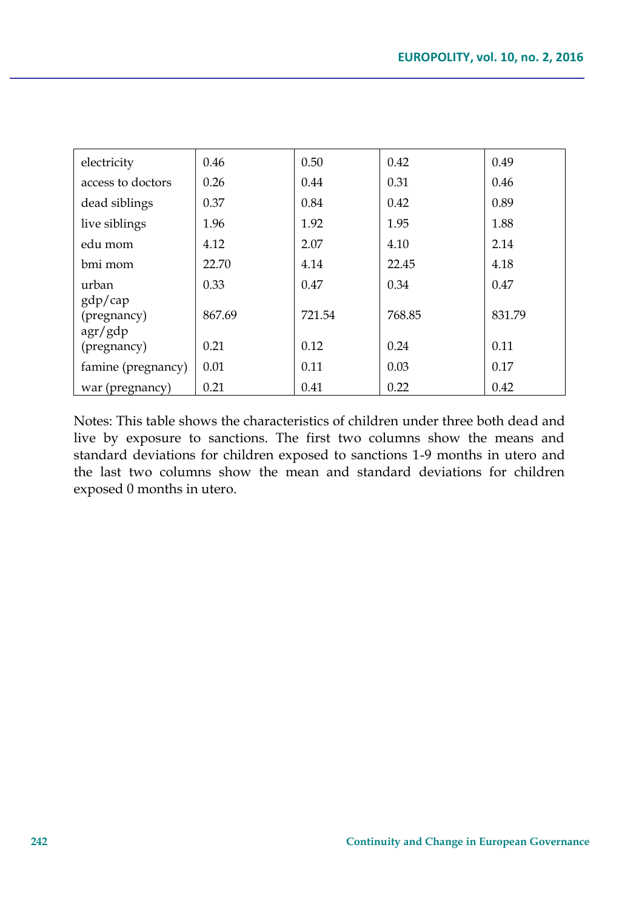| | | | | |
|---|---|---|---|---|
| electricity | 0.46 | 0.50 | 0.42 | 0.49 |
| access to doctors | 0.26 | 0.44 | 0.31 | 0.46 |
| dead siblings | 0.37 | 0.84 | 0.42 | 0.89 |
| live siblings | 1.96 | 1.92 | 1.95 | 1.88 |
| edu mom | 4.12 | 2.07 | 4.10 | 2.14 |
| bmi mom | 22.70 | 4.14 | 22.45 | 4.18 |
| urban | 0.33 | 0.47 | 0.34 | 0.47 |
| gdp/cap (pregnancy) | 867.69 | 721.54 | 768.85 | 831.79 |
| agr/gdp (pregnancy) | 0.21 | 0.12 | 0.24 | 0.11 |
| famine (pregnancy) | 0.01 | 0.11 | 0.03 | 0.17 |
| war (pregnancy) | 0.21 | 0.41 | 0.22 | 0.42 |

Notes: This table shows the characteristics of children under three both dead and live by exposure to sanctions. The first two columns show the means and standard deviations for children exposed to sanctions 1-9 months in utero and the last two columns show the mean and standard deviations for children exposed 0 months in utero.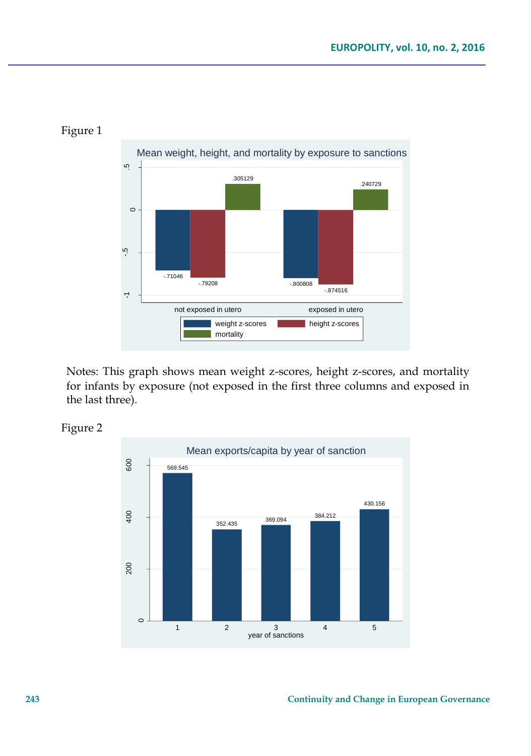Figure 1

Mean weight, height, and mortality by exposure to sanctions

Notes: This graph shows mean weight z-scores, height z-scores, and mortality for infants by exposure (not exposed in the first three columns and exposed in the last three).

Figure 2

Mean exports/capita by year of sanction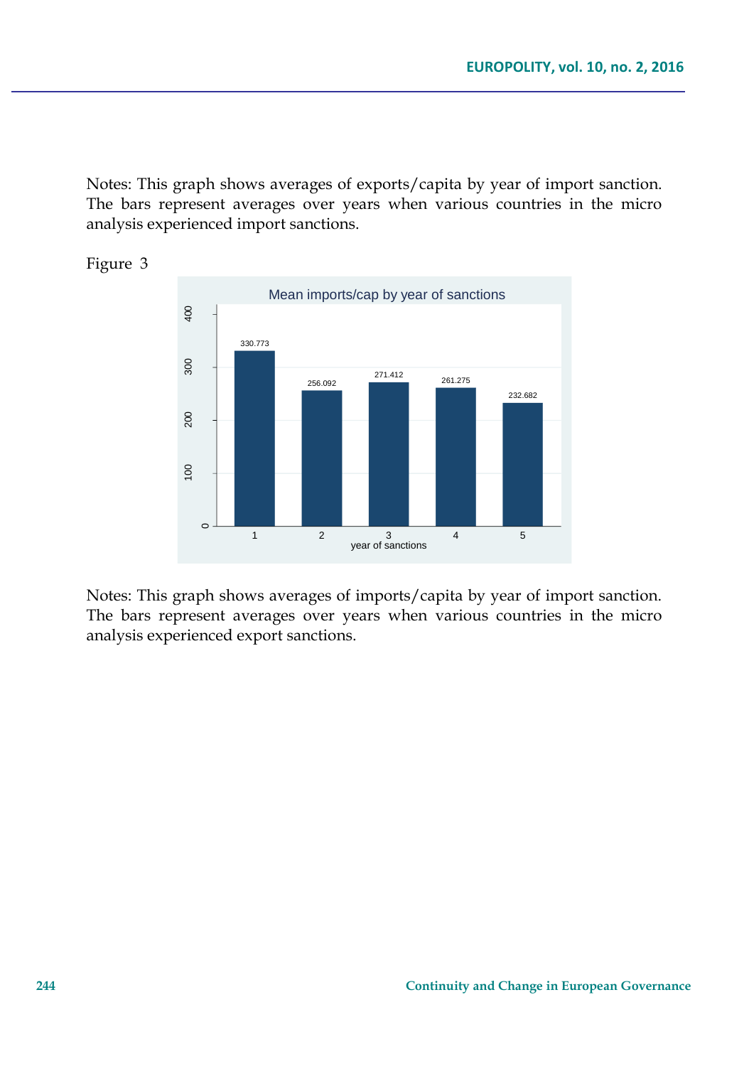Notes: This graph shows averages of exports/capita by year of import sanction. The bars represent averages over years when various countries in the micro analysis experienced import sanctions.

Figure 3

Notes: This graph shows averages of imports/capita by year of import sanction. The bars represent averages over years when various countries in the micro analysis experienced export sanctions.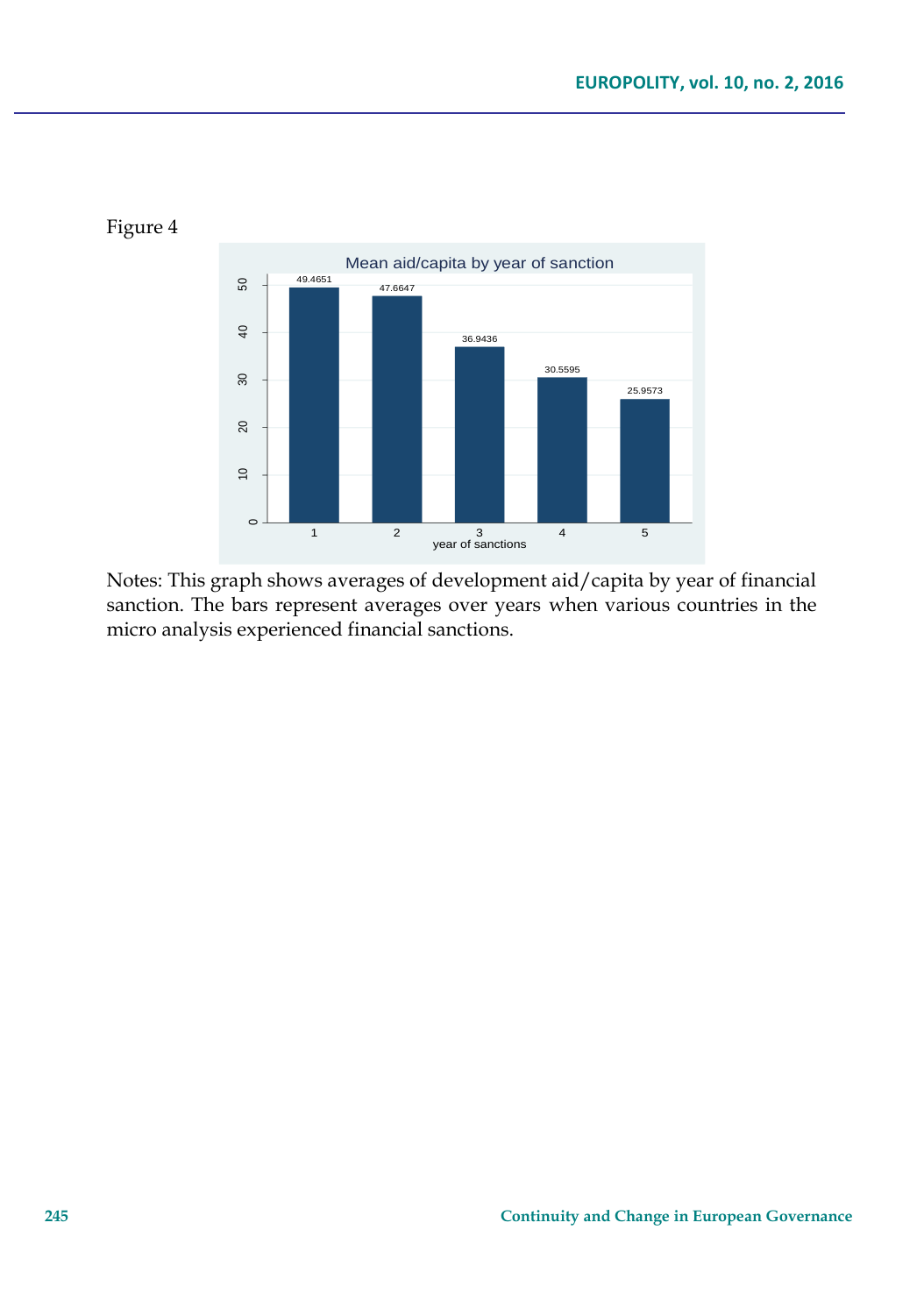Figure 4

Mean aid/capita by year of sanction

49.4651

47.6647

36.9436

30.5595

25.9573

0
10
20
30
40
50

1 2 3 4 5

year of sanctions

Notes: This graph shows averages of development aid/capita by year of financial sanction. The bars represent averages over years when various countries in the micro analysis experienced financial sanctions.